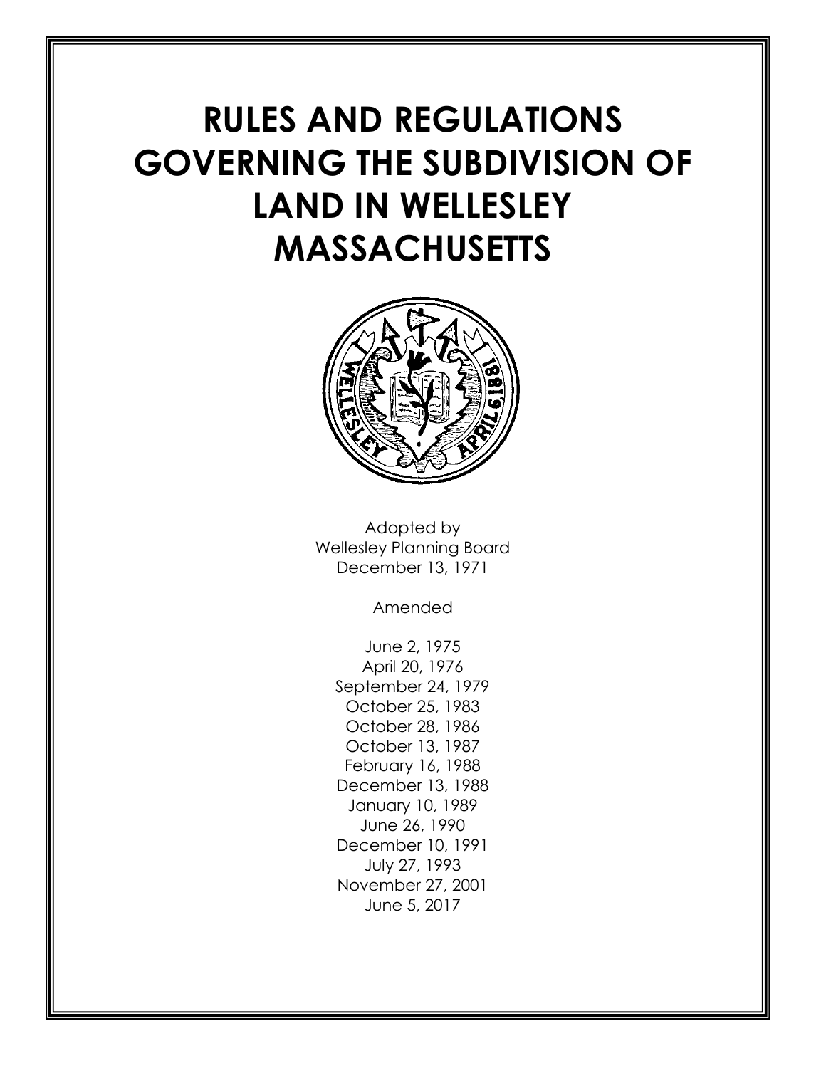# RULES AND REGULATIONS GOVERNING THE SUBDIVISION OF LAND IN WELLESLEY MASSACHUSETTS

Adopted by
Wellesley Planning Board
December 13, 1971

Amended

June 2, 1975
April 20, 1976
September 24, 1979
October 25, 1983
October 28, 1986
October 13, 1987
February 16, 1988
December 13, 1988
January 10, 1989
June 26, 1990
December 10, 1991
July 27, 1993
November 27, 2001
June 5, 2017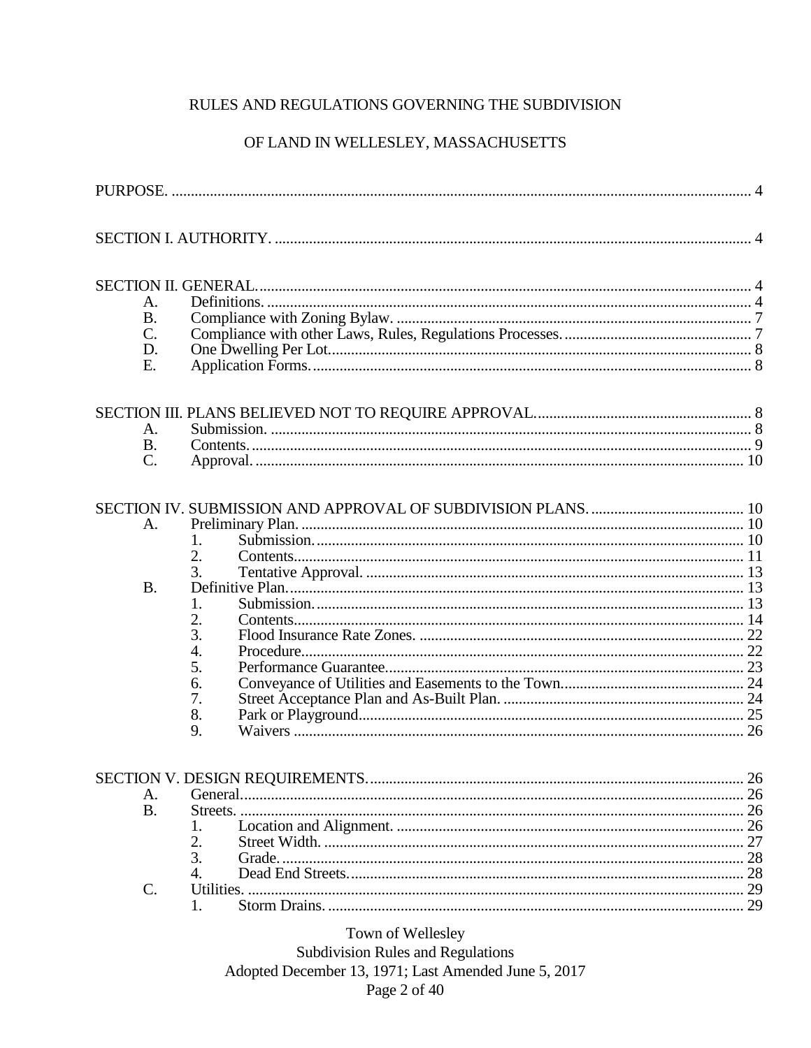RULES AND REGULATIONS GOVERNING THE SUBDIVISION

OF LAND IN WELLESLEY, MASSACHUSETTS

PURPOSE. .......... 4

SECTION I. AUTHORITY. .......... 4

SECTION II. GENERAL. .......... 4

- A. Definitions. .......... 4
- B. Compliance with Zoning Bylaw. .......... 7
- C. Compliance with other Laws, Rules, Regulations Processes. .......... 7
- D. One Dwelling Per Lot. .......... 8
- E. Application Forms. .......... 8

SECTION III. PLANS BELIEVED NOT TO REQUIRE APPROVAL. .......... 8

- A. Submission. .......... 8
- B. Contents. .......... 9
- C. Approval. .......... 10

SECTION IV. SUBMISSION AND APPROVAL OF SUBDIVISION PLANS. .......... 10

- A. Preliminary Plan. .......... 10
  1. Submission. .......... 10
  2. Contents. .......... 11
  3. Tentative Approval. .......... 13
- B. Definitive Plan. .......... 13
  1. Submission. .......... 13
  2. Contents. .......... 14
  3. Flood Insurance Rate Zones. .......... 22
  4. Procedure. .......... 22
  5. Performance Guarantee. .......... 23
  6. Conveyance of Utilities and Easements to the Town. .......... 24
  7. Street Acceptance Plan and As-Built Plan. .......... 24
  8. Park or Playground. .......... 25
  9. Waivers .......... 26

SECTION V. DESIGN REQUIREMENTS. .......... 26

- A. General. .......... 26
- B. Streets. .......... 26
  1. Location and Alignment. .......... 26
  2. Street Width. .......... 27
  3. Grade. .......... 28
  4. Dead End Streets. .......... 28
- C. Utilities. .......... 29
  1. Storm Drains. .......... 29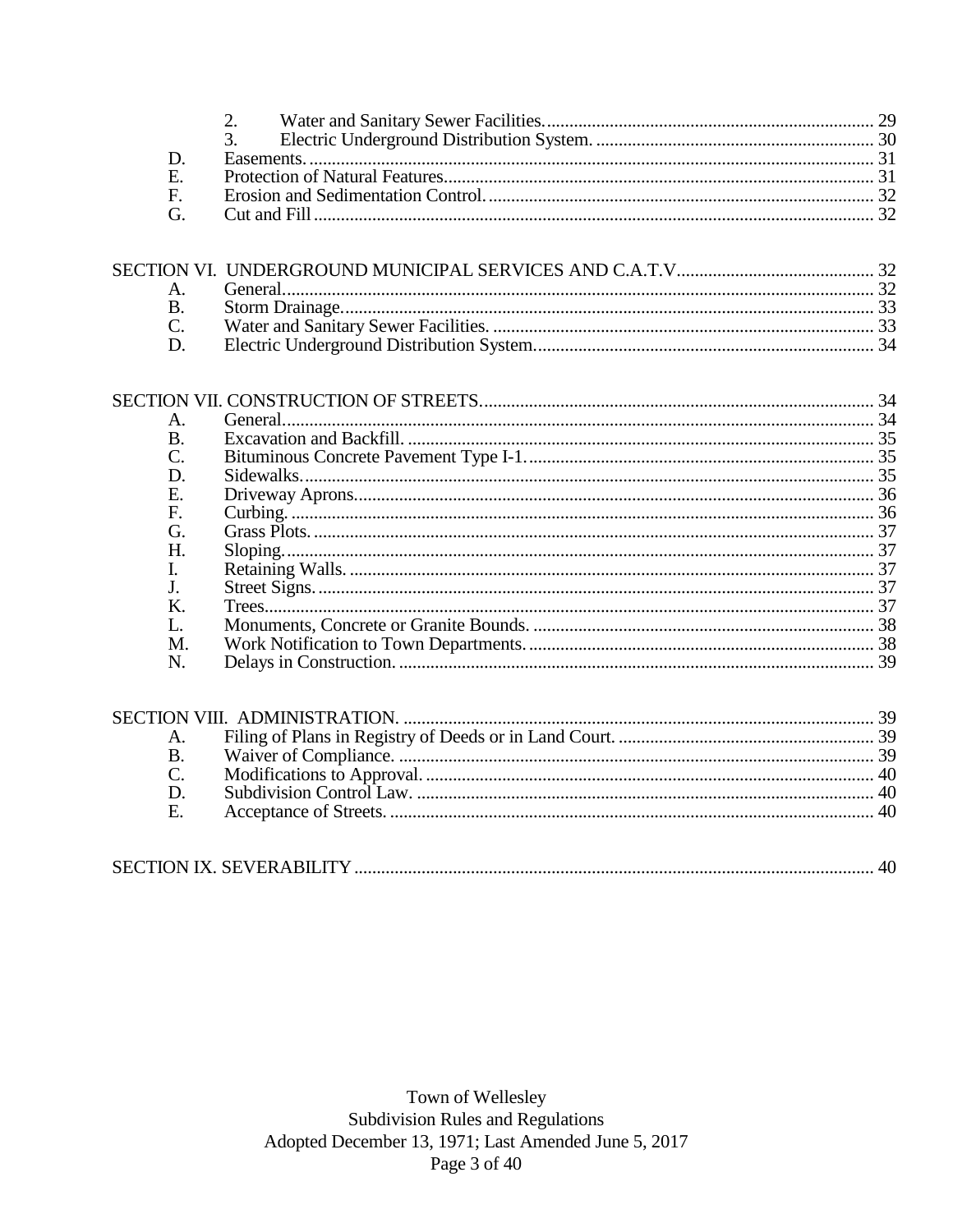|  |  |  |
|---|---|---|
| | 2. Water and Sanitary Sewer Facilities | 29 |
| | 3. Electric Underground Distribution System. | 30 |
| D. | Easements. | 31 |
| E. | Protection of Natural Features | 31 |
| F. | Erosion and Sedimentation Control. | 32 |
| G. | Cut and Fill | 32 |

| SECTION VI. UNDERGROUND MUNICIPAL SERVICES AND C.A.T.V | | 32 |
|---|---|---|
| A. | General | 32 |
| B. | Storm Drainage | 33 |
| C. | Water and Sanitary Sewer Facilities. | 33 |
| D. | Electric Underground Distribution System | 34 |

| SECTION VII. CONSTRUCTION OF STREETS | | 34 |
|---|---|---|
| A. | General | 34 |
| B. | Excavation and Backfill. | 35 |
| C. | Bituminous Concrete Pavement Type I-1. | 35 |
| D. | Sidewalks. | 35 |
| E. | Driveway Aprons | 36 |
| F. | Curbing. | 36 |
| G. | Grass Plots. | 37 |
| H. | Sloping | 37 |
| I. | Retaining Walls. | 37 |
| J. | Street Signs. | 37 |
| K. | Trees | 37 |
| L. | Monuments, Concrete or Granite Bounds. | 38 |
| M. | Work Notification to Town Departments. | 38 |
| N. | Delays in Construction. | 39 |

| SECTION VIII. ADMINISTRATION. | | 39 |
|---|---|---|
| A. | Filing of Plans in Registry of Deeds or in Land Court. | 39 |
| B. | Waiver of Compliance. | 39 |
| C. | Modifications to Approval. | 40 |
| D. | Subdivision Control Law. | 40 |
| E. | Acceptance of Streets. | 40 |

| SECTION IX. SEVERABILITY | 40 |
|---|---|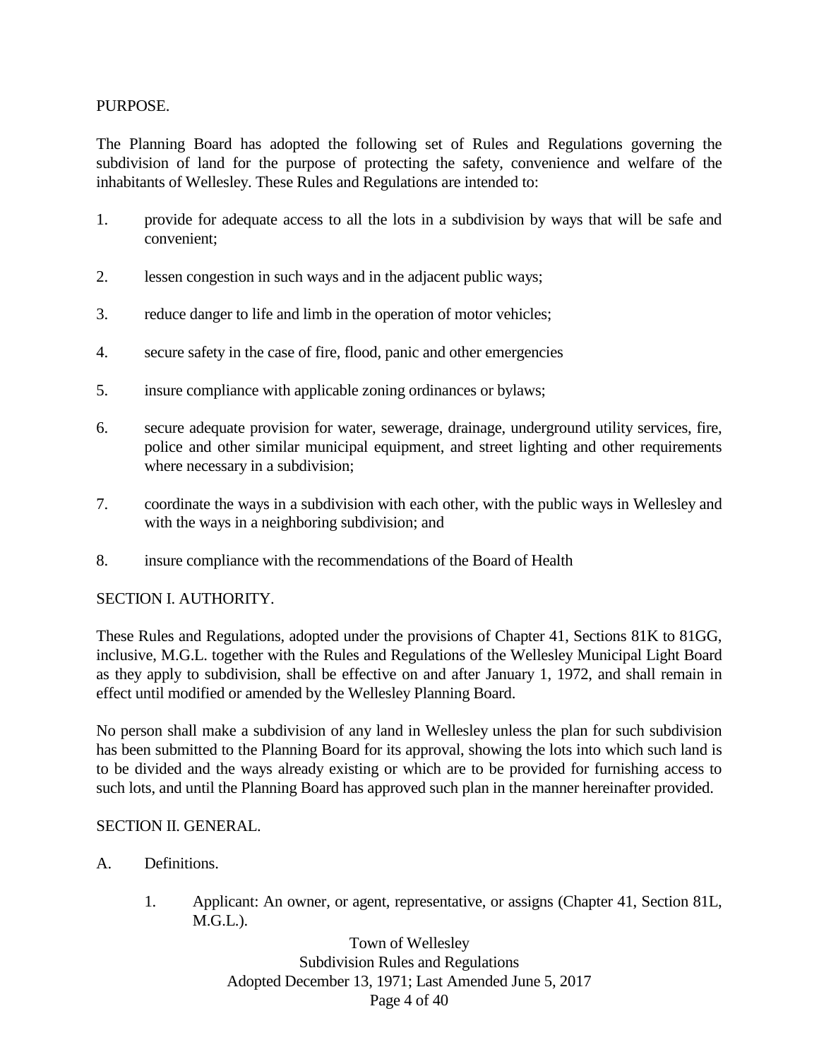## PURPOSE.

The Planning Board has adopted the following set of Rules and Regulations governing the subdivision of land for the purpose of protecting the safety, convenience and welfare of the inhabitants of Wellesley. These Rules and Regulations are intended to:

1. provide for adequate access to all the lots in a subdivision by ways that will be safe and convenient;

2. lessen congestion in such ways and in the adjacent public ways;

3. reduce danger to life and limb in the operation of motor vehicles;

4. secure safety in the case of fire, flood, panic and other emergencies

5. insure compliance with applicable zoning ordinances or bylaws;

6. secure adequate provision for water, sewerage, drainage, underground utility services, fire, police and other similar municipal equipment, and street lighting and other requirements where necessary in a subdivision;

7. coordinate the ways in a subdivision with each other, with the public ways in Wellesley and with the ways in a neighboring subdivision; and

8. insure compliance with the recommendations of the Board of Health

## SECTION I. AUTHORITY.

These Rules and Regulations, adopted under the provisions of Chapter 41, Sections 81K to 81GG, inclusive, M.G.L. together with the Rules and Regulations of the Wellesley Municipal Light Board as they apply to subdivision, shall be effective on and after January 1, 1972, and shall remain in effect until modified or amended by the Wellesley Planning Board.

No person shall make a subdivision of any land in Wellesley unless the plan for such subdivision has been submitted to the Planning Board for its approval, showing the lots into which such land is to be divided and the ways already existing or which are to be provided for furnishing access to such lots, and until the Planning Board has approved such plan in the manner hereinafter provided.

## SECTION II. GENERAL.

A. Definitions.

   1. Applicant: An owner, or agent, representative, or assigns (Chapter 41, Section 81L, M.G.L.).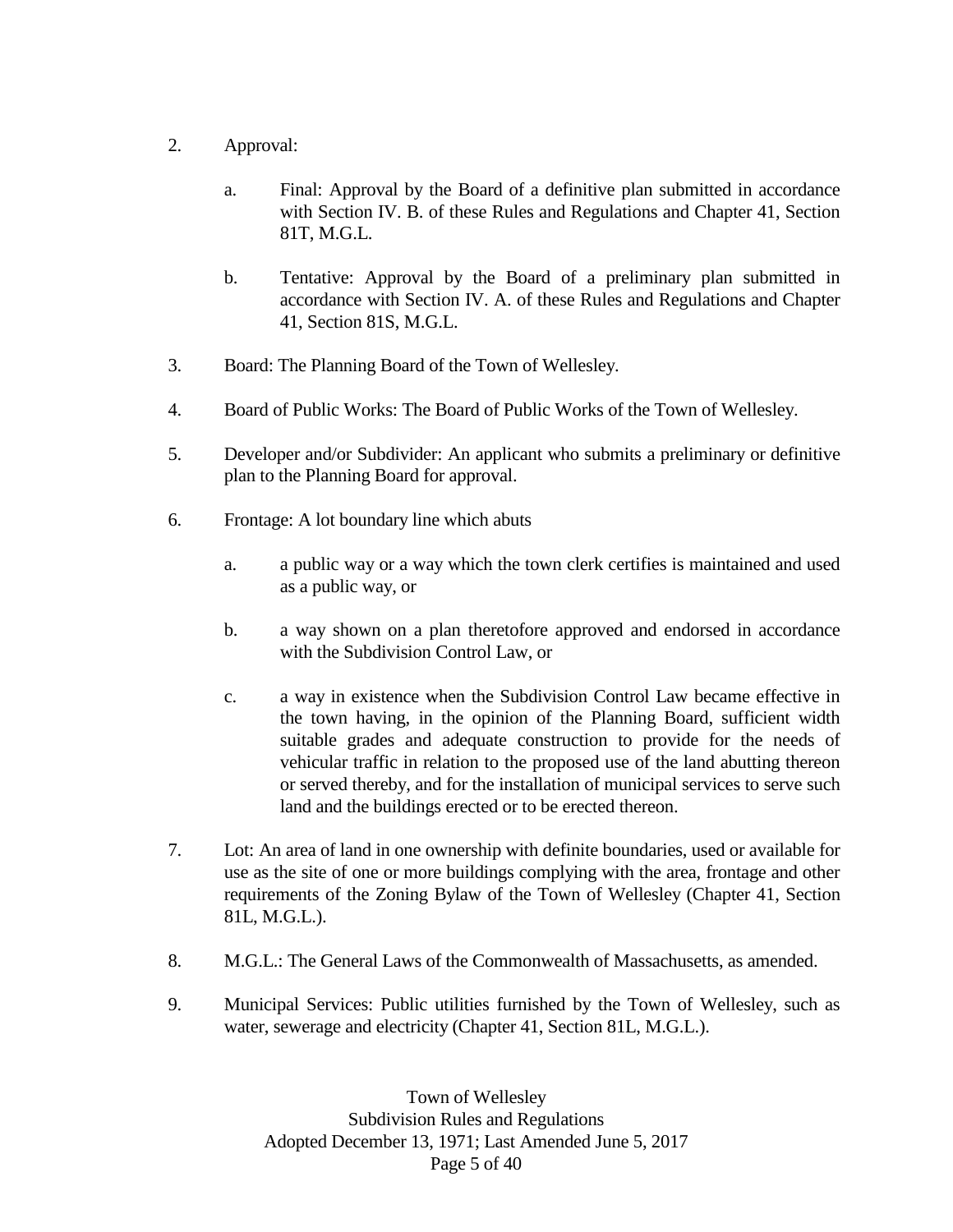2. Approval:

   a. Final: Approval by the Board of a definitive plan submitted in accordance with Section IV. B. of these Rules and Regulations and Chapter 41, Section 81T, M.G.L.

   b. Tentative: Approval by the Board of a preliminary plan submitted in accordance with Section IV. A. of these Rules and Regulations and Chapter 41, Section 81S, M.G.L.

3. Board: The Planning Board of the Town of Wellesley.

4. Board of Public Works: The Board of Public Works of the Town of Wellesley.

5. Developer and/or Subdivider: An applicant who submits a preliminary or definitive plan to the Planning Board for approval.

6. Frontage: A lot boundary line which abuts

   a. a public way or a way which the town clerk certifies is maintained and used as a public way, or

   b. a way shown on a plan theretofore approved and endorsed in accordance with the Subdivision Control Law, or

   c. a way in existence when the Subdivision Control Law became effective in the town having, in the opinion of the Planning Board, sufficient width suitable grades and adequate construction to provide for the needs of vehicular traffic in relation to the proposed use of the land abutting thereon or served thereby, and for the installation of municipal services to serve such land and the buildings erected or to be erected thereon.

7. Lot: An area of land in one ownership with definite boundaries, used or available for use as the site of one or more buildings complying with the area, frontage and other requirements of the Zoning Bylaw of the Town of Wellesley (Chapter 41, Section 81L, M.G.L.).

8. M.G.L.: The General Laws of the Commonwealth of Massachusetts, as amended.

9. Municipal Services: Public utilities furnished by the Town of Wellesley, such as water, sewerage and electricity (Chapter 41, Section 81L, M.G.L.).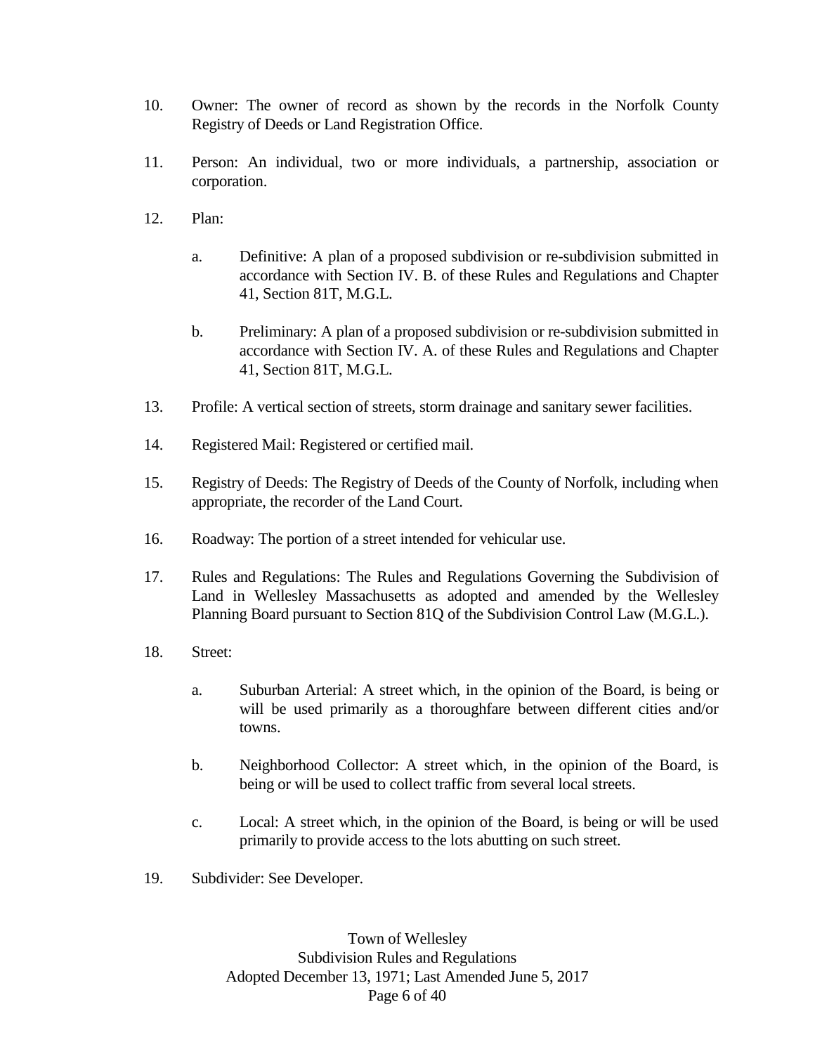10. Owner: The owner of record as shown by the records in the Norfolk County Registry of Deeds or Land Registration Office.

11. Person: An individual, two or more individuals, a partnership, association or corporation.

12. Plan:

    a. Definitive: A plan of a proposed subdivision or re-subdivision submitted in accordance with Section IV. B. of these Rules and Regulations and Chapter 41, Section 81T, M.G.L.

    b. Preliminary: A plan of a proposed subdivision or re-subdivision submitted in accordance with Section IV. A. of these Rules and Regulations and Chapter 41, Section 81T, M.G.L.

13. Profile: A vertical section of streets, storm drainage and sanitary sewer facilities.

14. Registered Mail: Registered or certified mail.

15. Registry of Deeds: The Registry of Deeds of the County of Norfolk, including when appropriate, the recorder of the Land Court.

16. Roadway: The portion of a street intended for vehicular use.

17. Rules and Regulations: The Rules and Regulations Governing the Subdivision of Land in Wellesley Massachusetts as adopted and amended by the Wellesley Planning Board pursuant to Section 81Q of the Subdivision Control Law (M.G.L.).

18. Street:

    a. Suburban Arterial: A street which, in the opinion of the Board, is being or will be used primarily as a thoroughfare between different cities and/or towns.

    b. Neighborhood Collector: A street which, in the opinion of the Board, is being or will be used to collect traffic from several local streets.

    c. Local: A street which, in the opinion of the Board, is being or will be used primarily to provide access to the lots abutting on such street.

19. Subdivider: See Developer.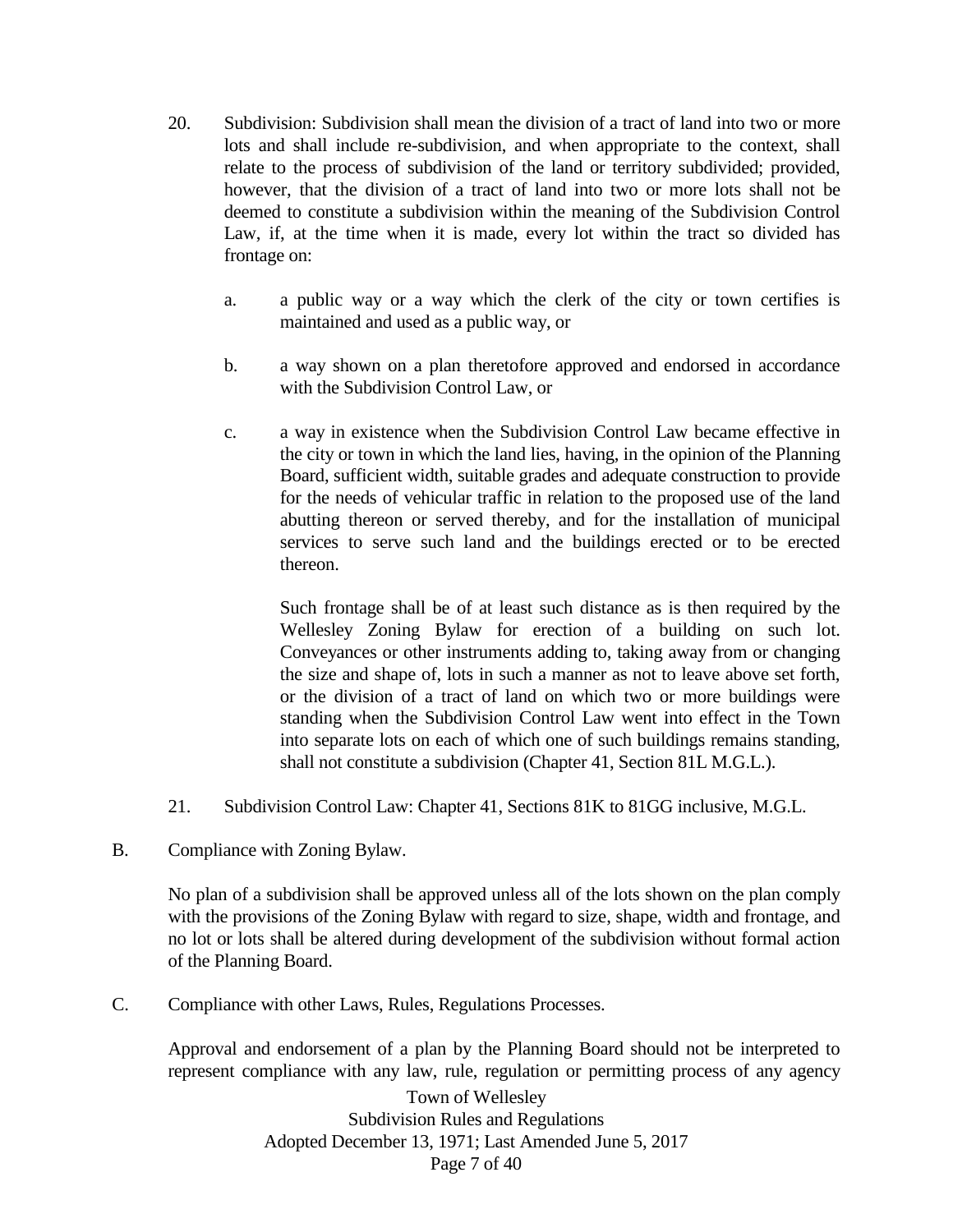20. Subdivision: Subdivision shall mean the division of a tract of land into two or more lots and shall include re-subdivision, and when appropriate to the context, shall relate to the process of subdivision of the land or territory subdivided; provided, however, that the division of a tract of land into two or more lots shall not be deemed to constitute a subdivision within the meaning of the Subdivision Control Law, if, at the time when it is made, every lot within the tract so divided has frontage on:

    a. a public way or a way which the clerk of the city or town certifies is maintained and used as a public way, or

    b. a way shown on a plan theretofore approved and endorsed in accordance with the Subdivision Control Law, or

    c. a way in existence when the Subdivision Control Law became effective in the city or town in which the land lies, having, in the opinion of the Planning Board, sufficient width, suitable grades and adequate construction to provide for the needs of vehicular traffic in relation to the proposed use of the land abutting thereon or served thereby, and for the installation of municipal services to serve such land and the buildings erected or to be erected thereon.

       Such frontage shall be of at least such distance as is then required by the Wellesley Zoning Bylaw for erection of a building on such lot. Conveyances or other instruments adding to, taking away from or changing the size and shape of, lots in such a manner as not to leave above set forth, or the division of a tract of land on which two or more buildings were standing when the Subdivision Control Law went into effect in the Town into separate lots on each of which one of such buildings remains standing, shall not constitute a subdivision (Chapter 41, Section 81L M.G.L.).

21. Subdivision Control Law: Chapter 41, Sections 81K to 81GG inclusive, M.G.L.

B. Compliance with Zoning Bylaw.

No plan of a subdivision shall be approved unless all of the lots shown on the plan comply with the provisions of the Zoning Bylaw with regard to size, shape, width and frontage, and no lot or lots shall be altered during development of the subdivision without formal action of the Planning Board.

C. Compliance with other Laws, Rules, Regulations Processes.

Approval and endorsement of a plan by the Planning Board should not be interpreted to represent compliance with any law, rule, regulation or permitting process of any agency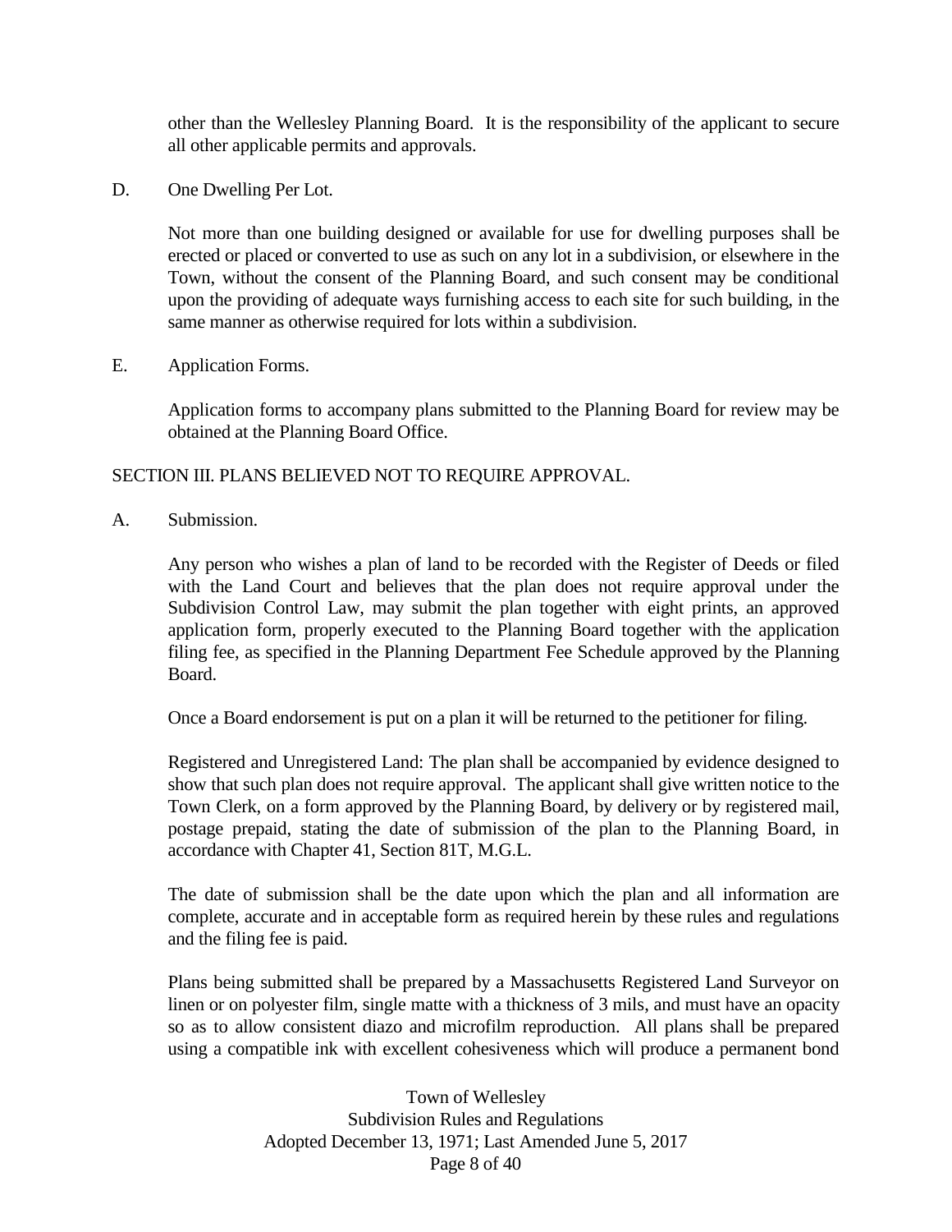other than the Wellesley Planning Board. It is the responsibility of the applicant to secure all other applicable permits and approvals.

D. One Dwelling Per Lot.

Not more than one building designed or available for use for dwelling purposes shall be erected or placed or converted to use as such on any lot in a subdivision, or elsewhere in the Town, without the consent of the Planning Board, and such consent may be conditional upon the providing of adequate ways furnishing access to each site for such building, in the same manner as otherwise required for lots within a subdivision.

E. Application Forms.

Application forms to accompany plans submitted to the Planning Board for review may be obtained at the Planning Board Office.

## SECTION III. PLANS BELIEVED NOT TO REQUIRE APPROVAL.

A. Submission.

Any person who wishes a plan of land to be recorded with the Register of Deeds or filed with the Land Court and believes that the plan does not require approval under the Subdivision Control Law, may submit the plan together with eight prints, an approved application form, properly executed to the Planning Board together with the application filing fee, as specified in the Planning Department Fee Schedule approved by the Planning Board.

Once a Board endorsement is put on a plan it will be returned to the petitioner for filing.

Registered and Unregistered Land: The plan shall be accompanied by evidence designed to show that such plan does not require approval. The applicant shall give written notice to the Town Clerk, on a form approved by the Planning Board, by delivery or by registered mail, postage prepaid, stating the date of submission of the plan to the Planning Board, in accordance with Chapter 41, Section 81T, M.G.L.

The date of submission shall be the date upon which the plan and all information are complete, accurate and in acceptable form as required herein by these rules and regulations and the filing fee is paid.

Plans being submitted shall be prepared by a Massachusetts Registered Land Surveyor on linen or on polyester film, single matte with a thickness of 3 mils, and must have an opacity so as to allow consistent diazo and microfilm reproduction. All plans shall be prepared using a compatible ink with excellent cohesiveness which will produce a permanent bond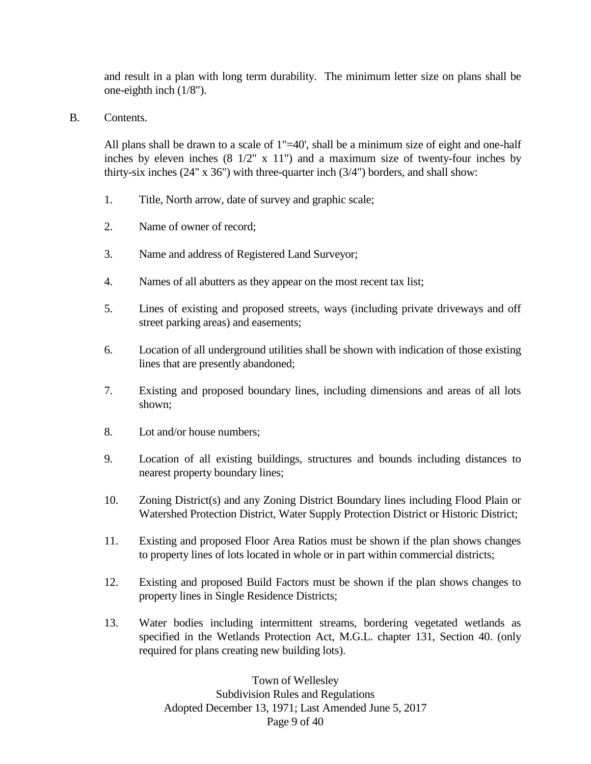and result in a plan with long term durability. The minimum letter size on plans shall be one-eighth inch (1/8").

B. Contents.

All plans shall be drawn to a scale of 1"=40', shall be a minimum size of eight and one-half inches by eleven inches (8 1/2" x 11") and a maximum size of twenty-four inches by thirty-six inches (24" x 36") with three-quarter inch (3/4") borders, and shall show:

1. Title, North arrow, date of survey and graphic scale;

2. Name of owner of record;

3. Name and address of Registered Land Surveyor;

4. Names of all abutters as they appear on the most recent tax list;

5. Lines of existing and proposed streets, ways (including private driveways and off street parking areas) and easements;

6. Location of all underground utilities shall be shown with indication of those existing lines that are presently abandoned;

7. Existing and proposed boundary lines, including dimensions and areas of all lots shown;

8. Lot and/or house numbers;

9. Location of all existing buildings, structures and bounds including distances to nearest property boundary lines;

10. Zoning District(s) and any Zoning District Boundary lines including Flood Plain or Watershed Protection District, Water Supply Protection District or Historic District;

11. Existing and proposed Floor Area Ratios must be shown if the plan shows changes to property lines of lots located in whole or in part within commercial districts;

12. Existing and proposed Build Factors must be shown if the plan shows changes to property lines in Single Residence Districts;

13. Water bodies including intermittent streams, bordering vegetated wetlands as specified in the Wetlands Protection Act, M.G.L. chapter 131, Section 40. (only required for plans creating new building lots).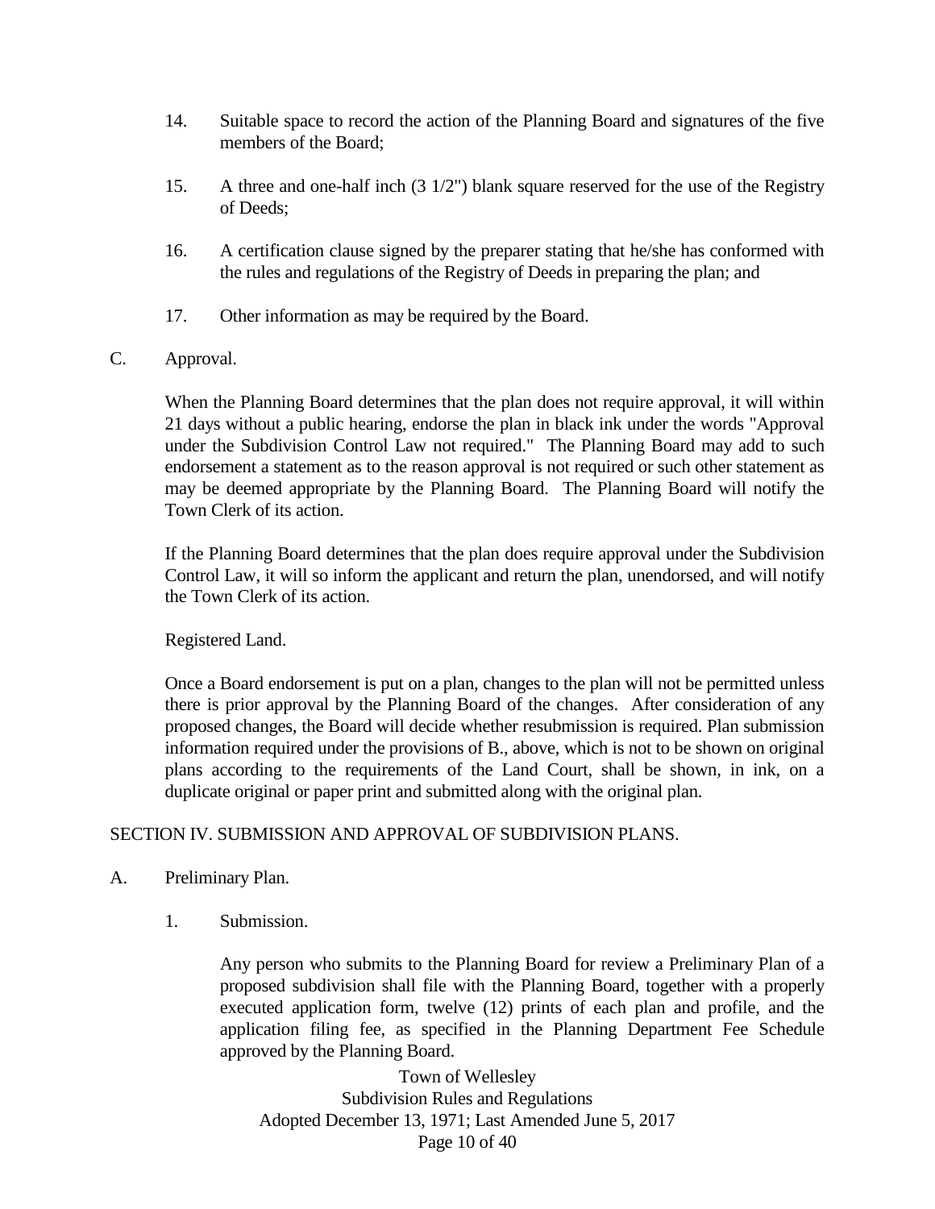14. Suitable space to record the action of the Planning Board and signatures of the five members of the Board;

15. A three and one-half inch (3 1/2") blank square reserved for the use of the Registry of Deeds;

16. A certification clause signed by the preparer stating that he/she has conformed with the rules and regulations of the Registry of Deeds in preparing the plan; and

17. Other information as may be required by the Board.

C. Approval.

When the Planning Board determines that the plan does not require approval, it will within 21 days without a public hearing, endorse the plan in black ink under the words "Approval under the Subdivision Control Law not required." The Planning Board may add to such endorsement a statement as to the reason approval is not required or such other statement as may be deemed appropriate by the Planning Board. The Planning Board will notify the Town Clerk of its action.

If the Planning Board determines that the plan does require approval under the Subdivision Control Law, it will so inform the applicant and return the plan, unendorsed, and will notify the Town Clerk of its action.

Registered Land.

Once a Board endorsement is put on a plan, changes to the plan will not be permitted unless there is prior approval by the Planning Board of the changes. After consideration of any proposed changes, the Board will decide whether resubmission is required. Plan submission information required under the provisions of B., above, which is not to be shown on original plans according to the requirements of the Land Court, shall be shown, in ink, on a duplicate original or paper print and submitted along with the original plan.

## SECTION IV. SUBMISSION AND APPROVAL OF SUBDIVISION PLANS.

A. Preliminary Plan.

1. Submission.

Any person who submits to the Planning Board for review a Preliminary Plan of a proposed subdivision shall file with the Planning Board, together with a properly executed application form, twelve (12) prints of each plan and profile, and the application filing fee, as specified in the Planning Department Fee Schedule approved by the Planning Board.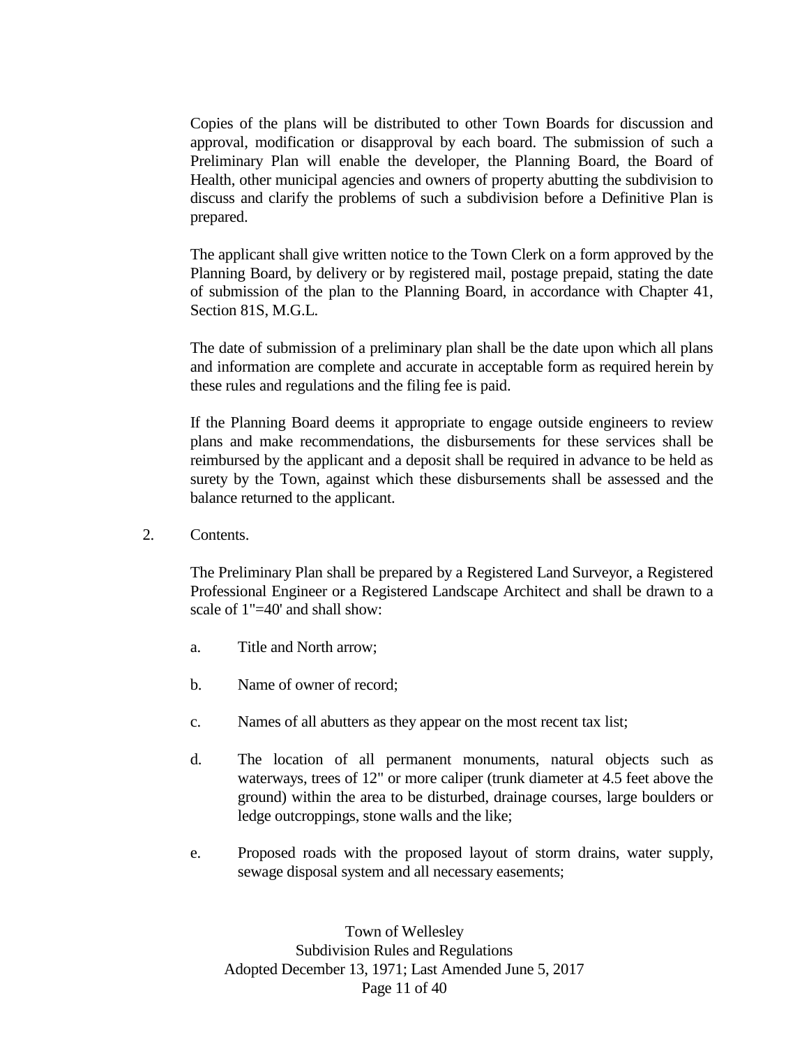Copies of the plans will be distributed to other Town Boards for discussion and approval, modification or disapproval by each board. The submission of such a Preliminary Plan will enable the developer, the Planning Board, the Board of Health, other municipal agencies and owners of property abutting the subdivision to discuss and clarify the problems of such a subdivision before a Definitive Plan is prepared.

The applicant shall give written notice to the Town Clerk on a form approved by the Planning Board, by delivery or by registered mail, postage prepaid, stating the date of submission of the plan to the Planning Board, in accordance with Chapter 41, Section 81S, M.G.L.

The date of submission of a preliminary plan shall be the date upon which all plans and information are complete and accurate in acceptable form as required herein by these rules and regulations and the filing fee is paid.

If the Planning Board deems it appropriate to engage outside engineers to review plans and make recommendations, the disbursements for these services shall be reimbursed by the applicant and a deposit shall be required in advance to be held as surety by the Town, against which these disbursements shall be assessed and the balance returned to the applicant.

2. Contents.

The Preliminary Plan shall be prepared by a Registered Land Surveyor, a Registered Professional Engineer or a Registered Landscape Architect and shall be drawn to a scale of 1"=40' and shall show:

a. Title and North arrow;

b. Name of owner of record;

c. Names of all abutters as they appear on the most recent tax list;

d. The location of all permanent monuments, natural objects such as waterways, trees of 12" or more caliper (trunk diameter at 4.5 feet above the ground) within the area to be disturbed, drainage courses, large boulders or ledge outcroppings, stone walls and the like;

e. Proposed roads with the proposed layout of storm drains, water supply, sewage disposal system and all necessary easements;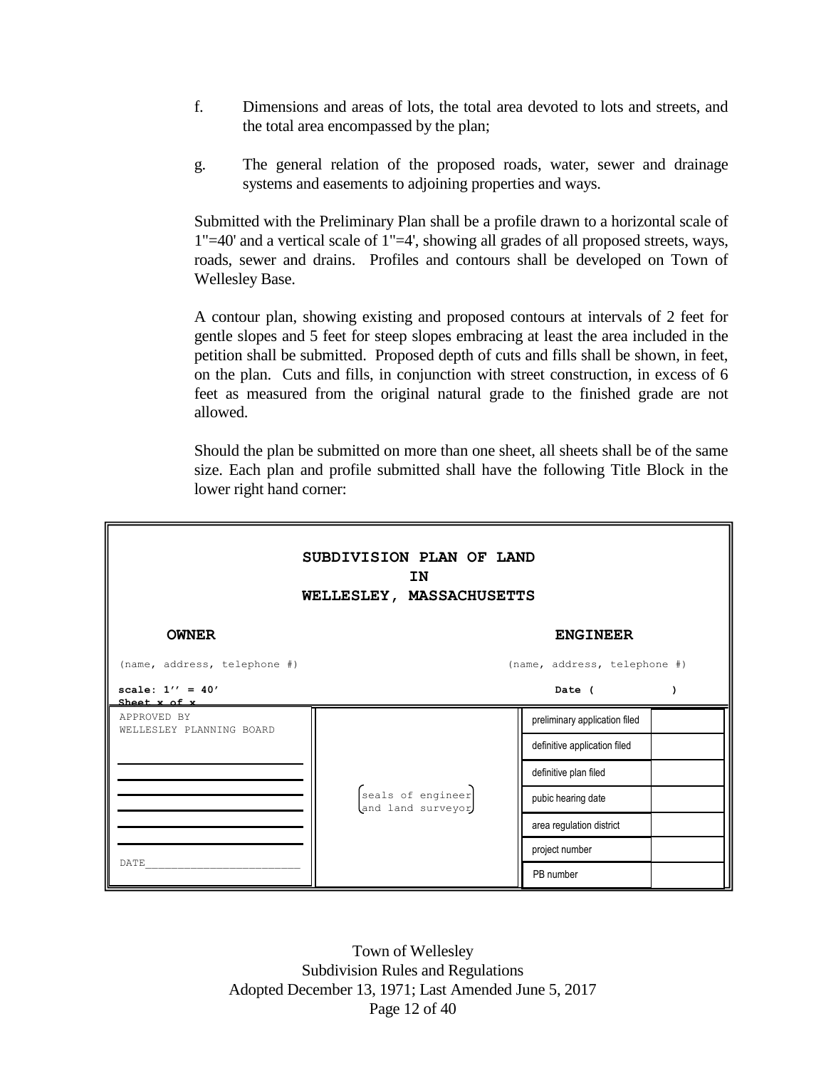f. Dimensions and areas of lots, the total area devoted to lots and streets, and the total area encompassed by the plan;

g. The general relation of the proposed roads, water, sewer and drainage systems and easements to adjoining properties and ways.

Submitted with the Preliminary Plan shall be a profile drawn to a horizontal scale of 1"=40' and a vertical scale of 1"=4', showing all grades of all proposed streets, ways, roads, sewer and drains. Profiles and contours shall be developed on Town of Wellesley Base.

A contour plan, showing existing and proposed contours at intervals of 2 feet for gentle slopes and 5 feet for steep slopes embracing at least the area included in the petition shall be submitted. Proposed depth of cuts and fills shall be shown, in feet, on the plan. Cuts and fills, in conjunction with street construction, in excess of 6 feet as measured from the original natural grade to the finished grade are not allowed.

Should the plan be submitted on more than one sheet, all sheets shall be of the same size. Each plan and profile submitted shall have the following Title Block in the lower right hand corner:

**SUBDIVISION PLAN OF LAND**
**IN**
**WELLESLEY, MASSACHUSETTS**

| **OWNER** | **ENGINEER** |
|---|---|
| (name, address, telephone #) | (name, address, telephone #) |
| **scale: 1'' = 40'** **Sheet x of x** | **Date (          )** |

| APPROVED BY WELLESLEY PLANNING BOARD | | | |
|---|---|---|---|
| ______________________ | | preliminary application filed | |
| ______________________ | | definitive application filed | |
| ______________________ | | definitive plan filed | |
| ______________________ | (seals of engineer and land surveyor) | pubic hearing date | |
| ______________________ | | area regulation district | |
| ______________________ | | project number | |
| DATE______________________ | | PB number | |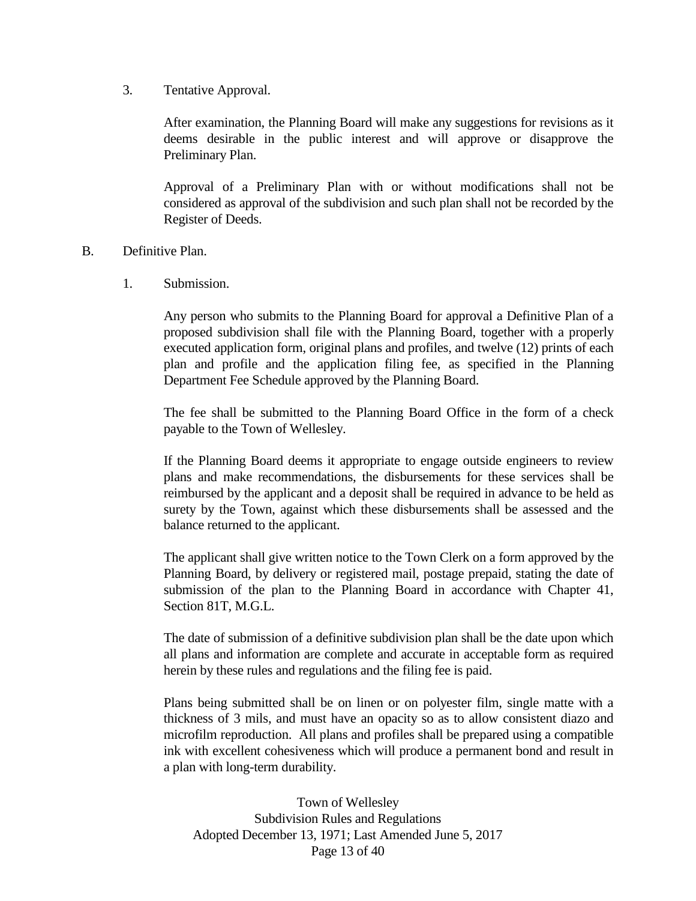3. Tentative Approval.

After examination, the Planning Board will make any suggestions for revisions as it deems desirable in the public interest and will approve or disapprove the Preliminary Plan.

Approval of a Preliminary Plan with or without modifications shall not be considered as approval of the subdivision and such plan shall not be recorded by the Register of Deeds.

B. Definitive Plan.

1. Submission.

Any person who submits to the Planning Board for approval a Definitive Plan of a proposed subdivision shall file with the Planning Board, together with a properly executed application form, original plans and profiles, and twelve (12) prints of each plan and profile and the application filing fee, as specified in the Planning Department Fee Schedule approved by the Planning Board.

The fee shall be submitted to the Planning Board Office in the form of a check payable to the Town of Wellesley.

If the Planning Board deems it appropriate to engage outside engineers to review plans and make recommendations, the disbursements for these services shall be reimbursed by the applicant and a deposit shall be required in advance to be held as surety by the Town, against which these disbursements shall be assessed and the balance returned to the applicant.

The applicant shall give written notice to the Town Clerk on a form approved by the Planning Board, by delivery or registered mail, postage prepaid, stating the date of submission of the plan to the Planning Board in accordance with Chapter 41, Section 81T, M.G.L.

The date of submission of a definitive subdivision plan shall be the date upon which all plans and information are complete and accurate in acceptable form as required herein by these rules and regulations and the filing fee is paid.

Plans being submitted shall be on linen or on polyester film, single matte with a thickness of 3 mils, and must have an opacity so as to allow consistent diazo and microfilm reproduction. All plans and profiles shall be prepared using a compatible ink with excellent cohesiveness which will produce a permanent bond and result in a plan with long-term durability.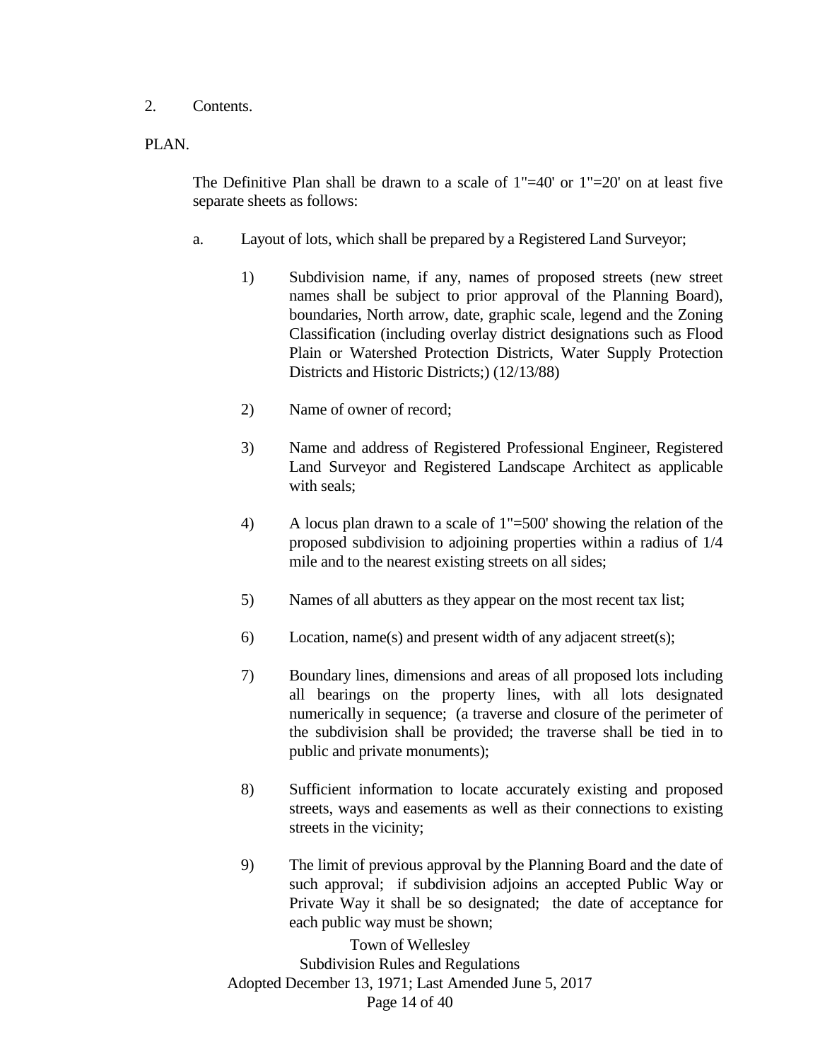2. Contents.

PLAN.

The Definitive Plan shall be drawn to a scale of 1"=40' or 1"=20' on at least five separate sheets as follows:

a. Layout of lots, which shall be prepared by a Registered Land Surveyor;

   1) Subdivision name, if any, names of proposed streets (new street names shall be subject to prior approval of the Planning Board), boundaries, North arrow, date, graphic scale, legend and the Zoning Classification (including overlay district designations such as Flood Plain or Watershed Protection Districts, Water Supply Protection Districts and Historic Districts;) (12/13/88)

   2) Name of owner of record;

   3) Name and address of Registered Professional Engineer, Registered Land Surveyor and Registered Landscape Architect as applicable with seals;

   4) A locus plan drawn to a scale of 1"=500' showing the relation of the proposed subdivision to adjoining properties within a radius of 1/4 mile and to the nearest existing streets on all sides;

   5) Names of all abutters as they appear on the most recent tax list;

   6) Location, name(s) and present width of any adjacent street(s);

   7) Boundary lines, dimensions and areas of all proposed lots including all bearings on the property lines, with all lots designated numerically in sequence; (a traverse and closure of the perimeter of the subdivision shall be provided; the traverse shall be tied in to public and private monuments);

   8) Sufficient information to locate accurately existing and proposed streets, ways and easements as well as their connections to existing streets in the vicinity;

   9) The limit of previous approval by the Planning Board and the date of such approval; if subdivision adjoins an accepted Public Way or Private Way it shall be so designated; the date of acceptance for each public way must be shown;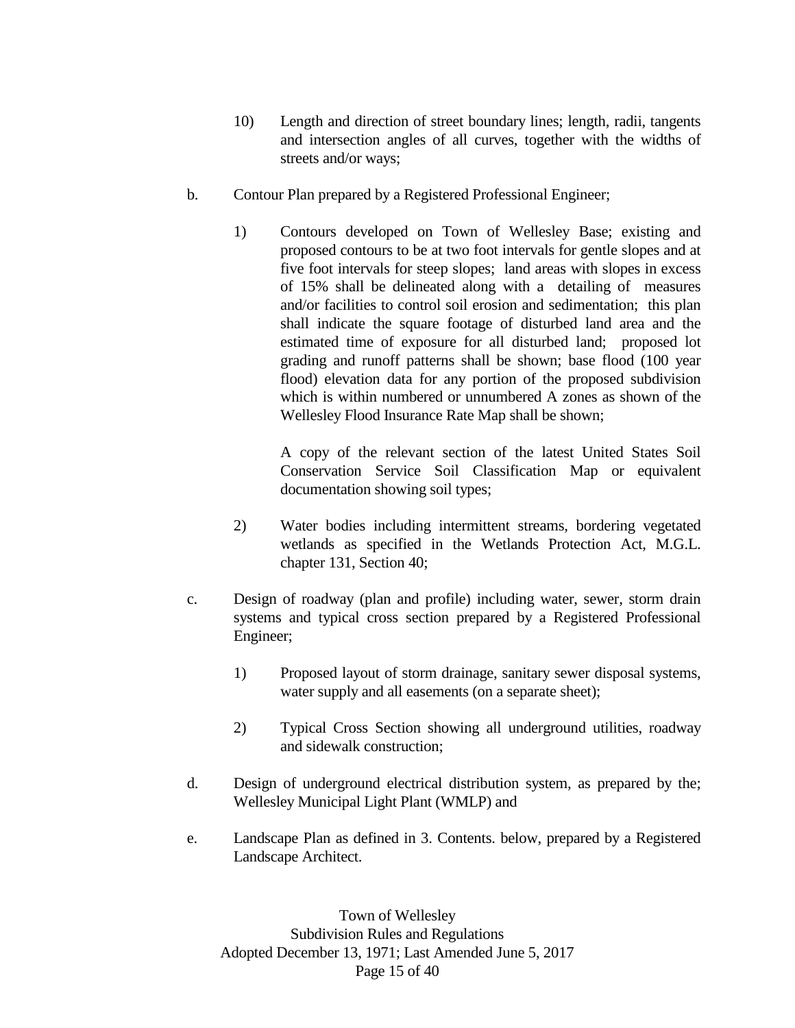10) Length and direction of street boundary lines; length, radii, tangents and intersection angles of all curves, together with the widths of streets and/or ways;

b. Contour Plan prepared by a Registered Professional Engineer;

1) Contours developed on Town of Wellesley Base; existing and proposed contours to be at two foot intervals for gentle slopes and at five foot intervals for steep slopes; land areas with slopes in excess of 15% shall be delineated along with a detailing of measures and/or facilities to control soil erosion and sedimentation; this plan shall indicate the square footage of disturbed land area and the estimated time of exposure for all disturbed land; proposed lot grading and runoff patterns shall be shown; base flood (100 year flood) elevation data for any portion of the proposed subdivision which is within numbered or unnumbered A zones as shown of the Wellesley Flood Insurance Rate Map shall be shown;

A copy of the relevant section of the latest United States Soil Conservation Service Soil Classification Map or equivalent documentation showing soil types;

2) Water bodies including intermittent streams, bordering vegetated wetlands as specified in the Wetlands Protection Act, M.G.L. chapter 131, Section 40;

c. Design of roadway (plan and profile) including water, sewer, storm drain systems and typical cross section prepared by a Registered Professional Engineer;

1) Proposed layout of storm drainage, sanitary sewer disposal systems, water supply and all easements (on a separate sheet);

2) Typical Cross Section showing all underground utilities, roadway and sidewalk construction;

d. Design of underground electrical distribution system, as prepared by the; Wellesley Municipal Light Plant (WMLP) and

e. Landscape Plan as defined in 3. Contents. below, prepared by a Registered Landscape Architect.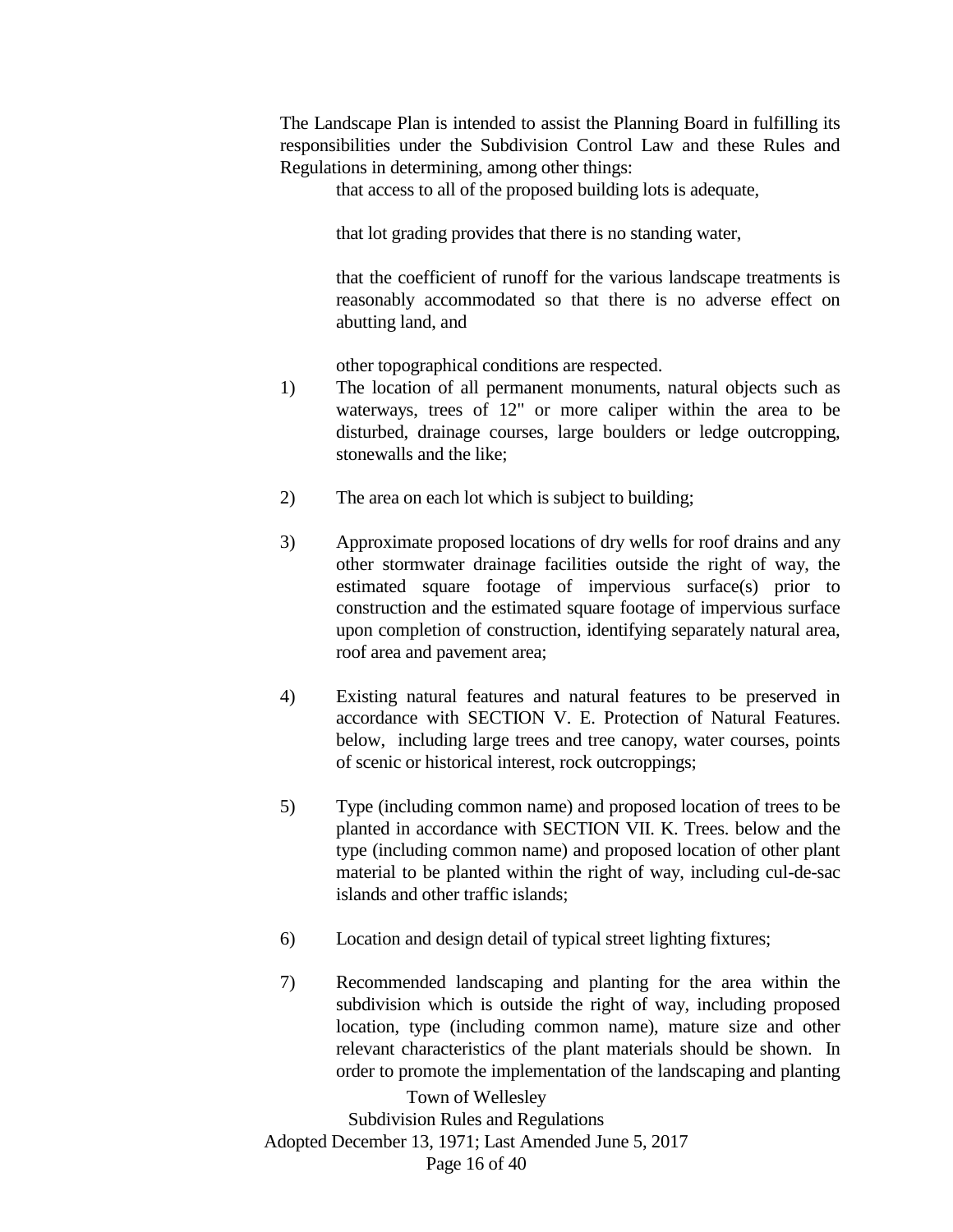The Landscape Plan is intended to assist the Planning Board in fulfilling its responsibilities under the Subdivision Control Law and these Rules and Regulations in determining, among other things:

> that access to all of the proposed building lots is adequate,
>
> that lot grading provides that there is no standing water,
>
> that the coefficient of runoff for the various landscape treatments is reasonably accommodated so that there is no adverse effect on abutting land, and
>
> other topographical conditions are respected.

1) The location of all permanent monuments, natural objects such as waterways, trees of 12" or more caliper within the area to be disturbed, drainage courses, large boulders or ledge outcropping, stonewalls and the like;

2) The area on each lot which is subject to building;

3) Approximate proposed locations of dry wells for roof drains and any other stormwater drainage facilities outside the right of way, the estimated square footage of impervious surface(s) prior to construction and the estimated square footage of impervious surface upon completion of construction, identifying separately natural area, roof area and pavement area;

4) Existing natural features and natural features to be preserved in accordance with SECTION V. E. Protection of Natural Features. below, including large trees and tree canopy, water courses, points of scenic or historical interest, rock outcroppings;

5) Type (including common name) and proposed location of trees to be planted in accordance with SECTION VII. K. Trees. below and the type (including common name) and proposed location of other plant material to be planted within the right of way, including cul-de-sac islands and other traffic islands;

6) Location and design detail of typical street lighting fixtures;

7) Recommended landscaping and planting for the area within the subdivision which is outside the right of way, including proposed location, type (including common name), mature size and other relevant characteristics of the plant materials should be shown. In order to promote the implementation of the landscaping and planting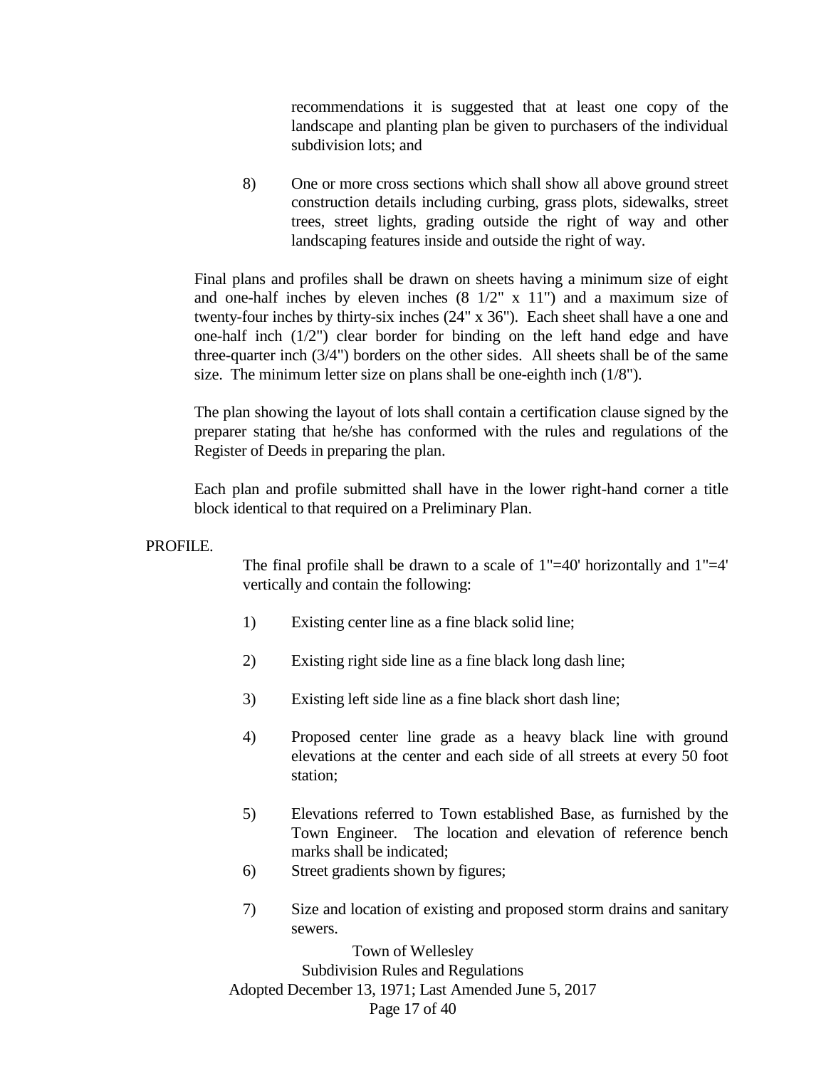recommendations it is suggested that at least one copy of the landscape and planting plan be given to purchasers of the individual subdivision lots; and

8) One or more cross sections which shall show all above ground street construction details including curbing, grass plots, sidewalks, street trees, street lights, grading outside the right of way and other landscaping features inside and outside the right of way.

Final plans and profiles shall be drawn on sheets having a minimum size of eight and one-half inches by eleven inches (8 1/2" x 11") and a maximum size of twenty-four inches by thirty-six inches (24" x 36"). Each sheet shall have a one and one-half inch (1/2") clear border for binding on the left hand edge and have three-quarter inch (3/4") borders on the other sides. All sheets shall be of the same size. The minimum letter size on plans shall be one-eighth inch (1/8").

The plan showing the layout of lots shall contain a certification clause signed by the preparer stating that he/she has conformed with the rules and regulations of the Register of Deeds in preparing the plan.

Each plan and profile submitted shall have in the lower right-hand corner a title block identical to that required on a Preliminary Plan.

PROFILE.

The final profile shall be drawn to a scale of 1"=40' horizontally and 1"=4' vertically and contain the following:

1) Existing center line as a fine black solid line;

2) Existing right side line as a fine black long dash line;

3) Existing left side line as a fine black short dash line;

4) Proposed center line grade as a heavy black line with ground elevations at the center and each side of all streets at every 50 foot station;

5) Elevations referred to Town established Base, as furnished by the Town Engineer. The location and elevation of reference bench marks shall be indicated;

6) Street gradients shown by figures;

7) Size and location of existing and proposed storm drains and sanitary sewers.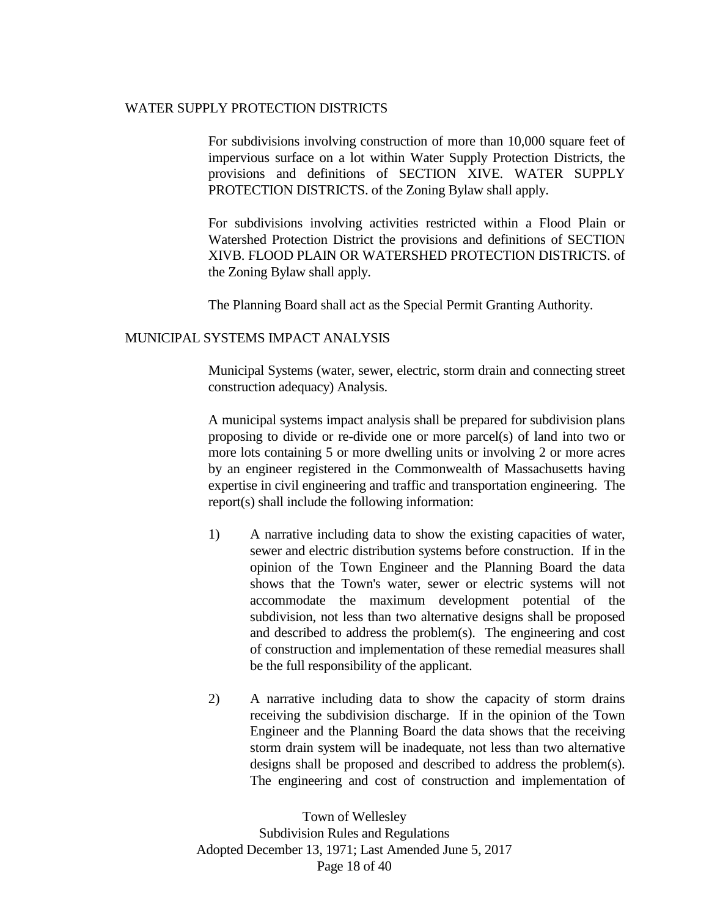## WATER SUPPLY PROTECTION DISTRICTS

For subdivisions involving construction of more than 10,000 square feet of impervious surface on a lot within Water Supply Protection Districts, the provisions and definitions of SECTION XIVE. WATER SUPPLY PROTECTION DISTRICTS. of the Zoning Bylaw shall apply.

For subdivisions involving activities restricted within a Flood Plain or Watershed Protection District the provisions and definitions of SECTION XIVB. FLOOD PLAIN OR WATERSHED PROTECTION DISTRICTS. of the Zoning Bylaw shall apply.

The Planning Board shall act as the Special Permit Granting Authority.

## MUNICIPAL SYSTEMS IMPACT ANALYSIS

Municipal Systems (water, sewer, electric, storm drain and connecting street construction adequacy) Analysis.

A municipal systems impact analysis shall be prepared for subdivision plans proposing to divide or re-divide one or more parcel(s) of land into two or more lots containing 5 or more dwelling units or involving 2 or more acres by an engineer registered in the Commonwealth of Massachusetts having expertise in civil engineering and traffic and transportation engineering. The report(s) shall include the following information:

1) A narrative including data to show the existing capacities of water, sewer and electric distribution systems before construction. If in the opinion of the Town Engineer and the Planning Board the data shows that the Town's water, sewer or electric systems will not accommodate the maximum development potential of the subdivision, not less than two alternative designs shall be proposed and described to address the problem(s). The engineering and cost of construction and implementation of these remedial measures shall be the full responsibility of the applicant.

2) A narrative including data to show the capacity of storm drains receiving the subdivision discharge. If in the opinion of the Town Engineer and the Planning Board the data shows that the receiving storm drain system will be inadequate, not less than two alternative designs shall be proposed and described to address the problem(s). The engineering and cost of construction and implementation of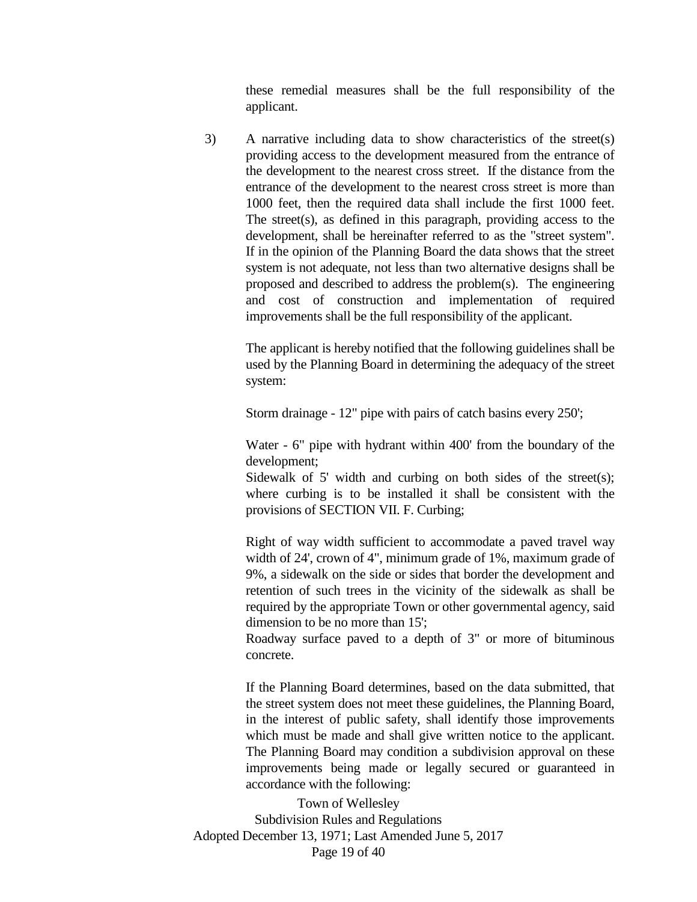these remedial measures shall be the full responsibility of the applicant.

3) A narrative including data to show characteristics of the street(s) providing access to the development measured from the entrance of the development to the nearest cross street. If the distance from the entrance of the development to the nearest cross street is more than 1000 feet, then the required data shall include the first 1000 feet. The street(s), as defined in this paragraph, providing access to the development, shall be hereinafter referred to as the "street system". If in the opinion of the Planning Board the data shows that the street system is not adequate, not less than two alternative designs shall be proposed and described to address the problem(s). The engineering and cost of construction and implementation of required improvements shall be the full responsibility of the applicant.

   The applicant is hereby notified that the following guidelines shall be used by the Planning Board in determining the adequacy of the street system:

   Storm drainage - 12" pipe with pairs of catch basins every 250';

   Water - 6" pipe with hydrant within 400' from the boundary of the development;
   Sidewalk of 5' width and curbing on both sides of the street(s); where curbing is to be installed it shall be consistent with the provisions of SECTION VII. F. Curbing;

   Right of way width sufficient to accommodate a paved travel way width of 24', crown of 4", minimum grade of 1%, maximum grade of 9%, a sidewalk on the side or sides that border the development and retention of such trees in the vicinity of the sidewalk as shall be required by the appropriate Town or other governmental agency, said dimension to be no more than 15';
   Roadway surface paved to a depth of 3" or more of bituminous concrete.

   If the Planning Board determines, based on the data submitted, that the street system does not meet these guidelines, the Planning Board, in the interest of public safety, shall identify those improvements which must be made and shall give written notice to the applicant. The Planning Board may condition a subdivision approval on these improvements being made or legally secured or guaranteed in accordance with the following: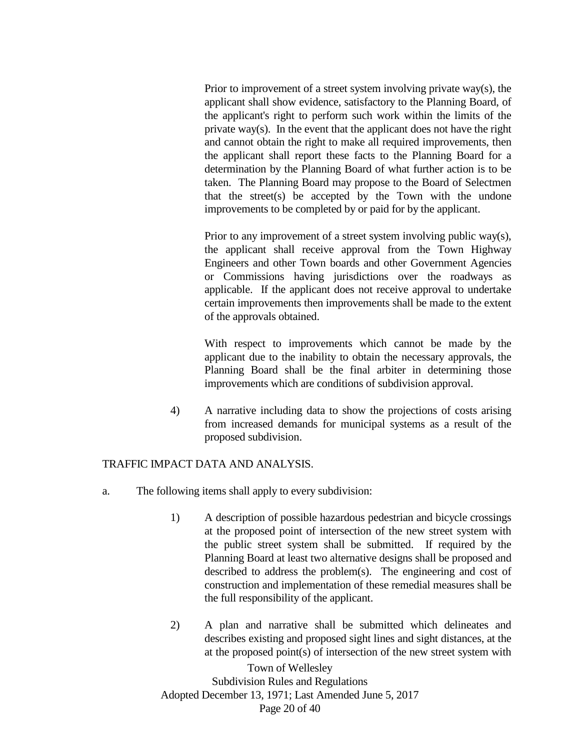Prior to improvement of a street system involving private way(s), the applicant shall show evidence, satisfactory to the Planning Board, of the applicant's right to perform such work within the limits of the private way(s). In the event that the applicant does not have the right and cannot obtain the right to make all required improvements, then the applicant shall report these facts to the Planning Board for a determination by the Planning Board of what further action is to be taken. The Planning Board may propose to the Board of Selectmen that the street(s) be accepted by the Town with the undone improvements to be completed by or paid for by the applicant.

Prior to any improvement of a street system involving public way(s), the applicant shall receive approval from the Town Highway Engineers and other Town boards and other Government Agencies or Commissions having jurisdictions over the roadways as applicable. If the applicant does not receive approval to undertake certain improvements then improvements shall be made to the extent of the approvals obtained.

With respect to improvements which cannot be made by the applicant due to the inability to obtain the necessary approvals, the Planning Board shall be the final arbiter in determining those improvements which are conditions of subdivision approval.

4) A narrative including data to show the projections of costs arising from increased demands for municipal systems as a result of the proposed subdivision.

TRAFFIC IMPACT DATA AND ANALYSIS.

a. The following items shall apply to every subdivision:

1) A description of possible hazardous pedestrian and bicycle crossings at the proposed point of intersection of the new street system with the public street system shall be submitted. If required by the Planning Board at least two alternative designs shall be proposed and described to address the problem(s). The engineering and cost of construction and implementation of these remedial measures shall be the full responsibility of the applicant.

2) A plan and narrative shall be submitted which delineates and describes existing and proposed sight lines and sight distances, at the at the proposed point(s) of intersection of the new street system with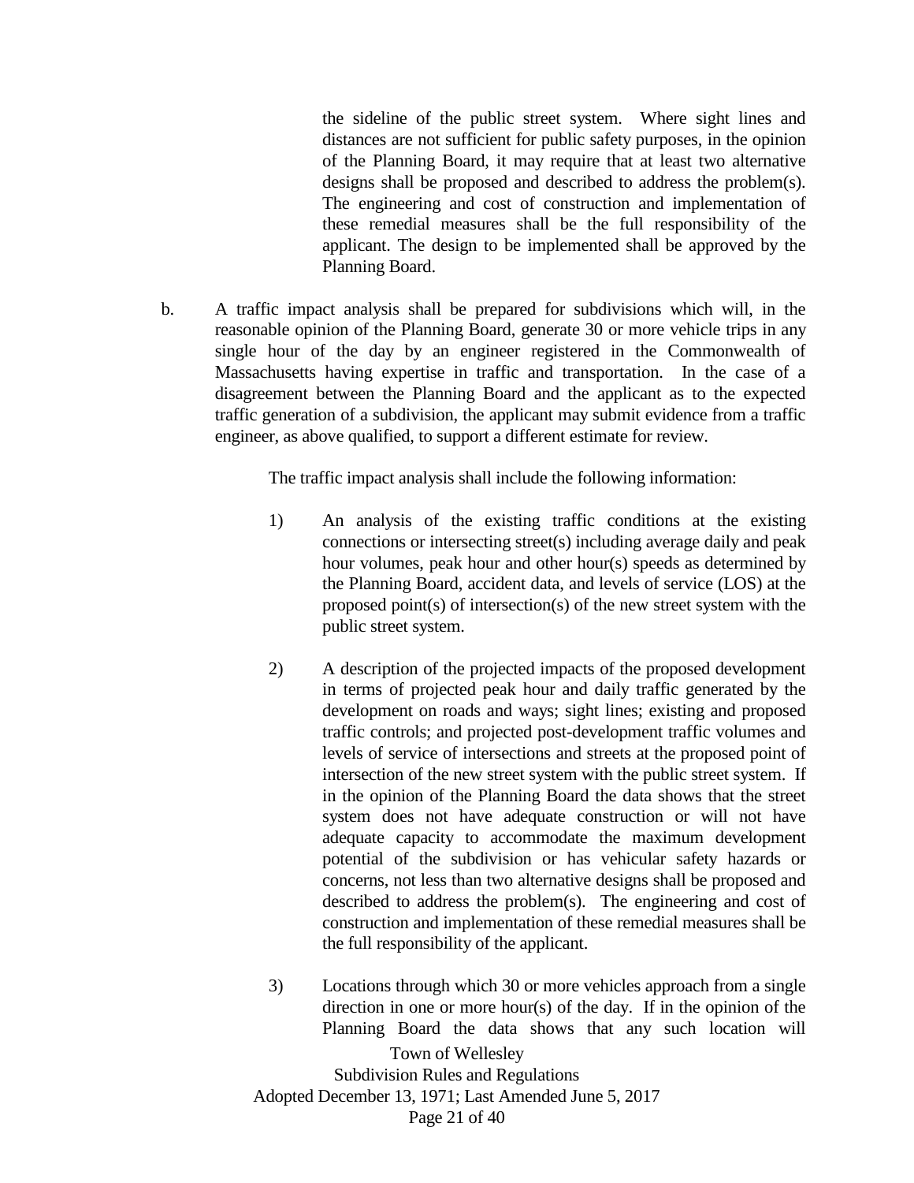the sideline of the public street system. Where sight lines and distances are not sufficient for public safety purposes, in the opinion of the Planning Board, it may require that at least two alternative designs shall be proposed and described to address the problem(s). The engineering and cost of construction and implementation of these remedial measures shall be the full responsibility of the applicant. The design to be implemented shall be approved by the Planning Board.

b. A traffic impact analysis shall be prepared for subdivisions which will, in the reasonable opinion of the Planning Board, generate 30 or more vehicle trips in any single hour of the day by an engineer registered in the Commonwealth of Massachusetts having expertise in traffic and transportation. In the case of a disagreement between the Planning Board and the applicant as to the expected traffic generation of a subdivision, the applicant may submit evidence from a traffic engineer, as above qualified, to support a different estimate for review.

The traffic impact analysis shall include the following information:

1) An analysis of the existing traffic conditions at the existing connections or intersecting street(s) including average daily and peak hour volumes, peak hour and other hour(s) speeds as determined by the Planning Board, accident data, and levels of service (LOS) at the proposed point(s) of intersection(s) of the new street system with the public street system.

2) A description of the projected impacts of the proposed development in terms of projected peak hour and daily traffic generated by the development on roads and ways; sight lines; existing and proposed traffic controls; and projected post-development traffic volumes and levels of service of intersections and streets at the proposed point of intersection of the new street system with the public street system. If in the opinion of the Planning Board the data shows that the street system does not have adequate construction or will not have adequate capacity to accommodate the maximum development potential of the subdivision or has vehicular safety hazards or concerns, not less than two alternative designs shall be proposed and described to address the problem(s). The engineering and cost of construction and implementation of these remedial measures shall be the full responsibility of the applicant.

3) Locations through which 30 or more vehicles approach from a single direction in one or more hour(s) of the day. If in the opinion of the Planning Board the data shows that any such location will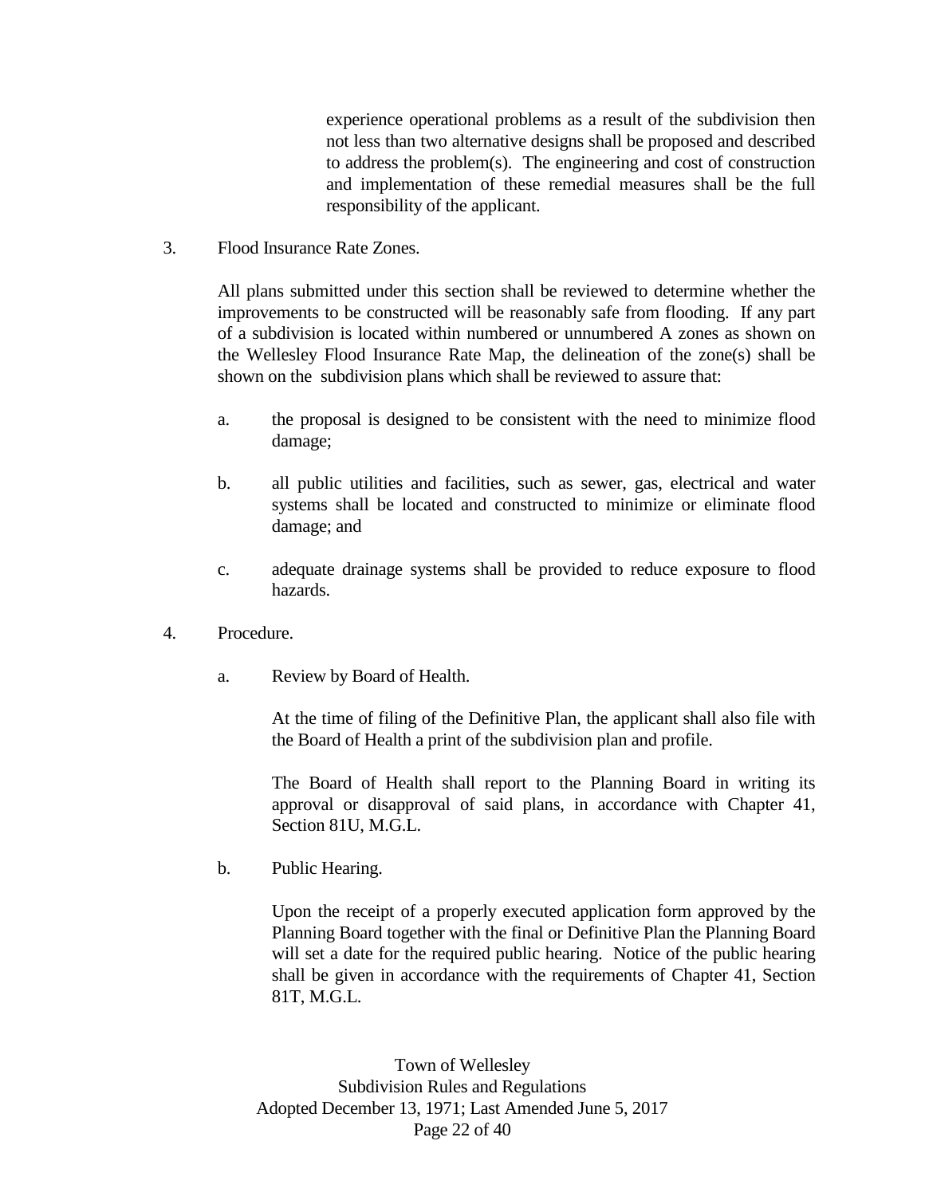experience operational problems as a result of the subdivision then not less than two alternative designs shall be proposed and described to address the problem(s). The engineering and cost of construction and implementation of these remedial measures shall be the full responsibility of the applicant.

3. Flood Insurance Rate Zones.

All plans submitted under this section shall be reviewed to determine whether the improvements to be constructed will be reasonably safe from flooding. If any part of a subdivision is located within numbered or unnumbered A zones as shown on the Wellesley Flood Insurance Rate Map, the delineation of the zone(s) shall be shown on the subdivision plans which shall be reviewed to assure that:

a. the proposal is designed to be consistent with the need to minimize flood damage;

b. all public utilities and facilities, such as sewer, gas, electrical and water systems shall be located and constructed to minimize or eliminate flood damage; and

c. adequate drainage systems shall be provided to reduce exposure to flood hazards.

4. Procedure.

a. Review by Board of Health.

At the time of filing of the Definitive Plan, the applicant shall also file with the Board of Health a print of the subdivision plan and profile.

The Board of Health shall report to the Planning Board in writing its approval or disapproval of said plans, in accordance with Chapter 41, Section 81U, M.G.L.

b. Public Hearing.

Upon the receipt of a properly executed application form approved by the Planning Board together with the final or Definitive Plan the Planning Board will set a date for the required public hearing. Notice of the public hearing shall be given in accordance with the requirements of Chapter 41, Section 81T, M.G.L.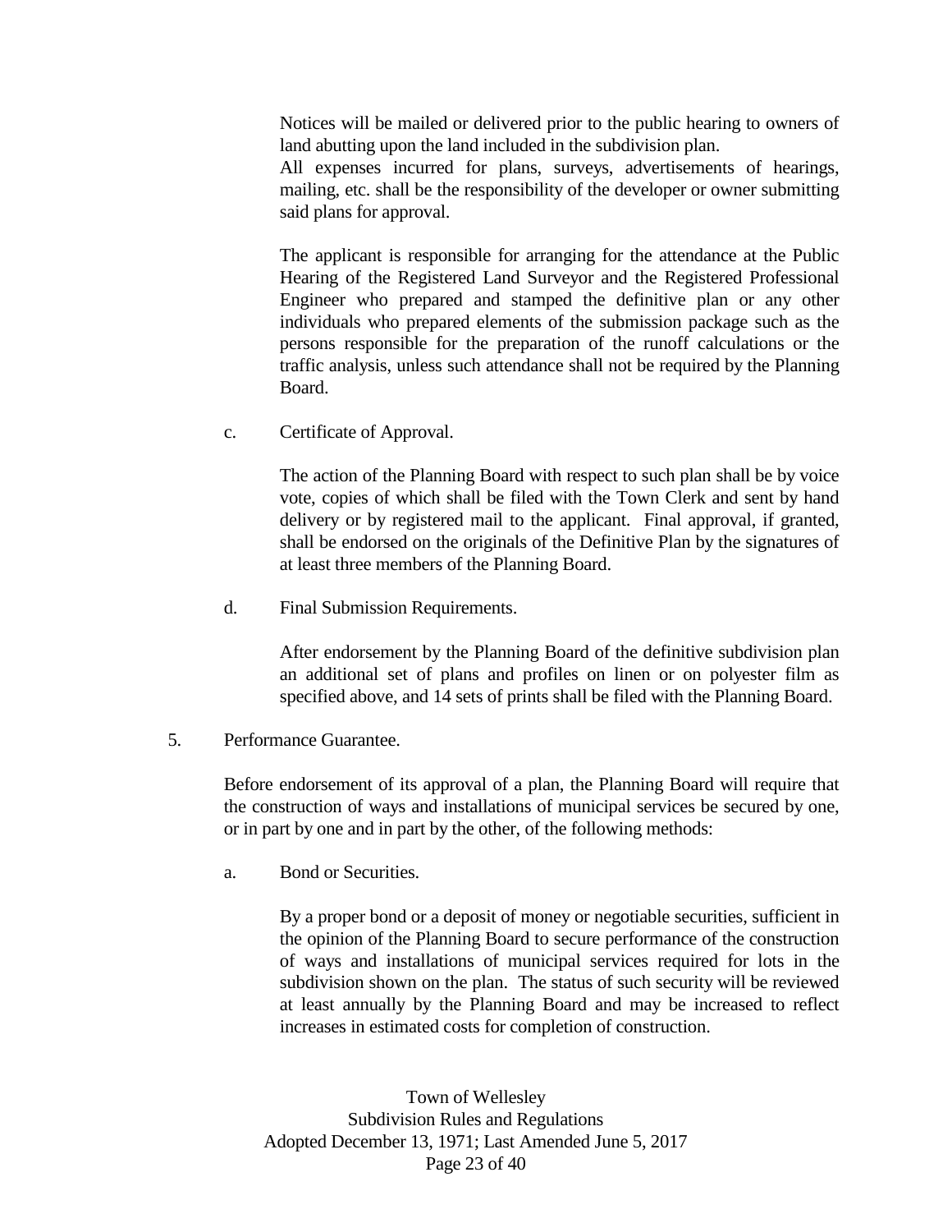Notices will be mailed or delivered prior to the public hearing to owners of land abutting upon the land included in the subdivision plan.
All expenses incurred for plans, surveys, advertisements of hearings, mailing, etc. shall be the responsibility of the developer or owner submitting said plans for approval.

The applicant is responsible for arranging for the attendance at the Public Hearing of the Registered Land Surveyor and the Registered Professional Engineer who prepared and stamped the definitive plan or any other individuals who prepared elements of the submission package such as the persons responsible for the preparation of the runoff calculations or the traffic analysis, unless such attendance shall not be required by the Planning Board.

c. Certificate of Approval.

The action of the Planning Board with respect to such plan shall be by voice vote, copies of which shall be filed with the Town Clerk and sent by hand delivery or by registered mail to the applicant. Final approval, if granted, shall be endorsed on the originals of the Definitive Plan by the signatures of at least three members of the Planning Board.

d. Final Submission Requirements.

After endorsement by the Planning Board of the definitive subdivision plan an additional set of plans and profiles on linen or on polyester film as specified above, and 14 sets of prints shall be filed with the Planning Board.

5. Performance Guarantee.

Before endorsement of its approval of a plan, the Planning Board will require that the construction of ways and installations of municipal services be secured by one, or in part by one and in part by the other, of the following methods:

a. Bond or Securities.

By a proper bond or a deposit of money or negotiable securities, sufficient in the opinion of the Planning Board to secure performance of the construction of ways and installations of municipal services required for lots in the subdivision shown on the plan. The status of such security will be reviewed at least annually by the Planning Board and may be increased to reflect increases in estimated costs for completion of construction.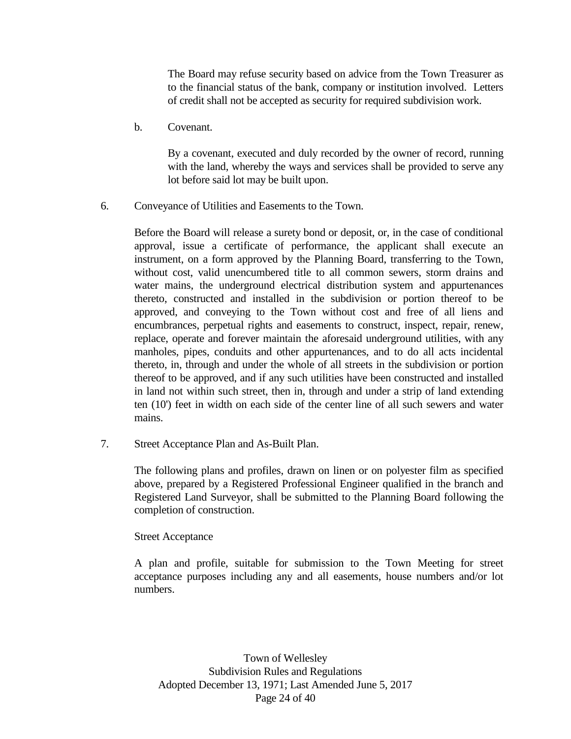The Board may refuse security based on advice from the Town Treasurer as to the financial status of the bank, company or institution involved. Letters of credit shall not be accepted as security for required subdivision work.

b. Covenant.

By a covenant, executed and duly recorded by the owner of record, running with the land, whereby the ways and services shall be provided to serve any lot before said lot may be built upon.

6. Conveyance of Utilities and Easements to the Town.

Before the Board will release a surety bond or deposit, or, in the case of conditional approval, issue a certificate of performance, the applicant shall execute an instrument, on a form approved by the Planning Board, transferring to the Town, without cost, valid unencumbered title to all common sewers, storm drains and water mains, the underground electrical distribution system and appurtenances thereto, constructed and installed in the subdivision or portion thereof to be approved, and conveying to the Town without cost and free of all liens and encumbrances, perpetual rights and easements to construct, inspect, repair, renew, replace, operate and forever maintain the aforesaid underground utilities, with any manholes, pipes, conduits and other appurtenances, and to do all acts incidental thereto, in, through and under the whole of all streets in the subdivision or portion thereof to be approved, and if any such utilities have been constructed and installed in land not within such street, then in, through and under a strip of land extending ten (10') feet in width on each side of the center line of all such sewers and water mains.

7. Street Acceptance Plan and As-Built Plan.

The following plans and profiles, drawn on linen or on polyester film as specified above, prepared by a Registered Professional Engineer qualified in the branch and Registered Land Surveyor, shall be submitted to the Planning Board following the completion of construction.

Street Acceptance

A plan and profile, suitable for submission to the Town Meeting for street acceptance purposes including any and all easements, house numbers and/or lot numbers.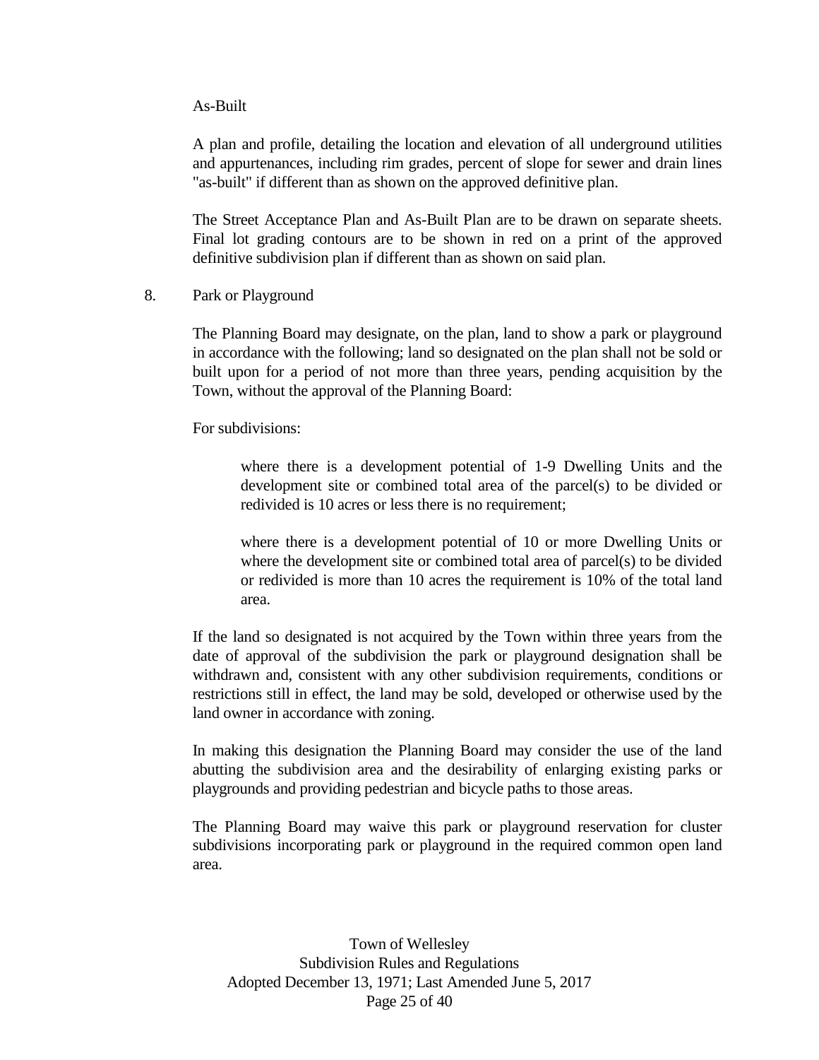As-Built

A plan and profile, detailing the location and elevation of all underground utilities and appurtenances, including rim grades, percent of slope for sewer and drain lines "as-built" if different than as shown on the approved definitive plan.

The Street Acceptance Plan and As-Built Plan are to be drawn on separate sheets. Final lot grading contours are to be shown in red on a print of the approved definitive subdivision plan if different than as shown on said plan.

8. Park or Playground

The Planning Board may designate, on the plan, land to show a park or playground in accordance with the following; land so designated on the plan shall not be sold or built upon for a period of not more than three years, pending acquisition by the Town, without the approval of the Planning Board:

For subdivisions:

> where there is a development potential of 1-9 Dwelling Units and the development site or combined total area of the parcel(s) to be divided or redivided is 10 acres or less there is no requirement;
>
> where there is a development potential of 10 or more Dwelling Units or where the development site or combined total area of parcel(s) to be divided or redivided is more than 10 acres the requirement is 10% of the total land area.

If the land so designated is not acquired by the Town within three years from the date of approval of the subdivision the park or playground designation shall be withdrawn and, consistent with any other subdivision requirements, conditions or restrictions still in effect, the land may be sold, developed or otherwise used by the land owner in accordance with zoning.

In making this designation the Planning Board may consider the use of the land abutting the subdivision area and the desirability of enlarging existing parks or playgrounds and providing pedestrian and bicycle paths to those areas.

The Planning Board may waive this park or playground reservation for cluster subdivisions incorporating park or playground in the required common open land area.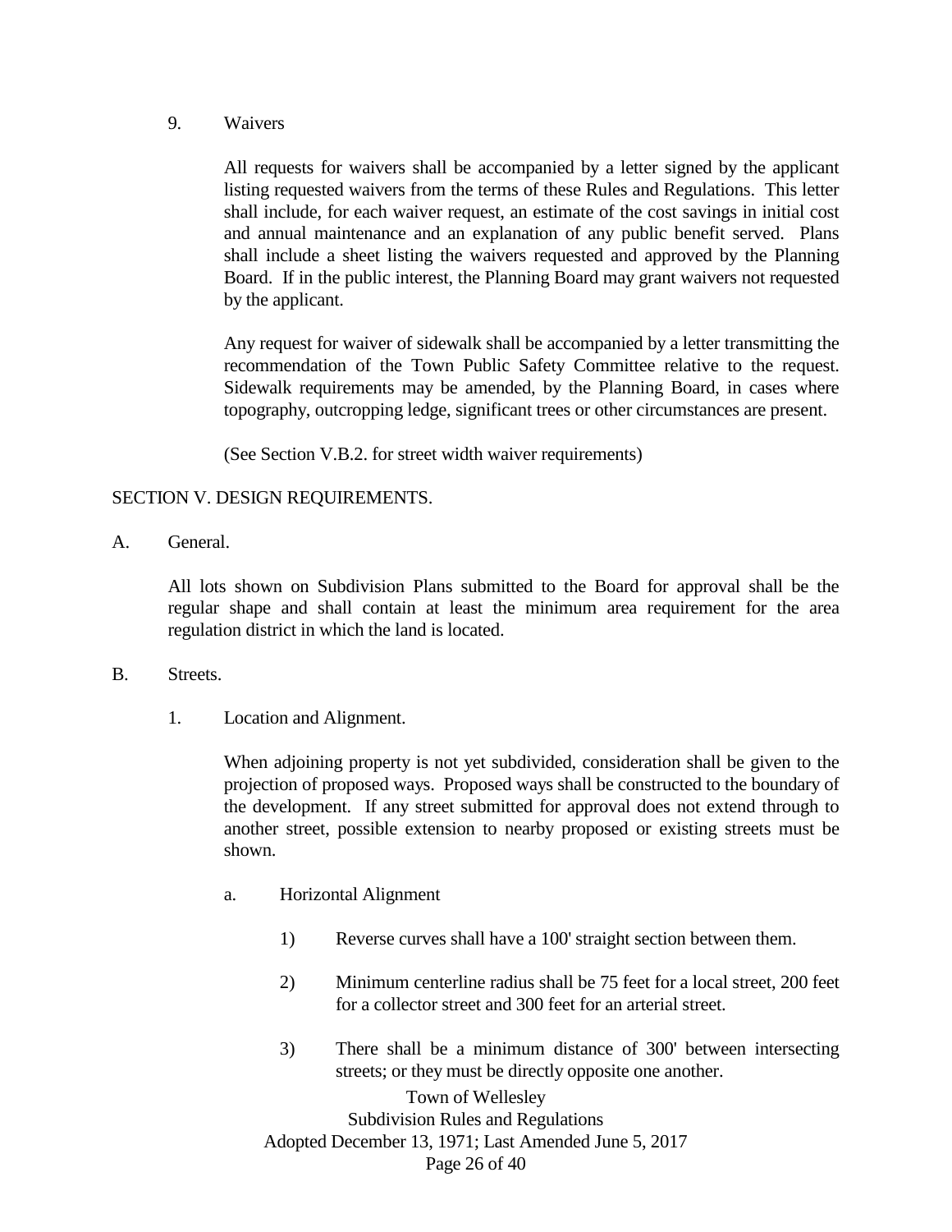9. Waivers

All requests for waivers shall be accompanied by a letter signed by the applicant listing requested waivers from the terms of these Rules and Regulations. This letter shall include, for each waiver request, an estimate of the cost savings in initial cost and annual maintenance and an explanation of any public benefit served. Plans shall include a sheet listing the waivers requested and approved by the Planning Board. If in the public interest, the Planning Board may grant waivers not requested by the applicant.

Any request for waiver of sidewalk shall be accompanied by a letter transmitting the recommendation of the Town Public Safety Committee relative to the request. Sidewalk requirements may be amended, by the Planning Board, in cases where topography, outcropping ledge, significant trees or other circumstances are present.

(See Section V.B.2. for street width waiver requirements)

## SECTION V. DESIGN REQUIREMENTS.

A. General.

All lots shown on Subdivision Plans submitted to the Board for approval shall be the regular shape and shall contain at least the minimum area requirement for the area regulation district in which the land is located.

B. Streets.

1. Location and Alignment.

When adjoining property is not yet subdivided, consideration shall be given to the projection of proposed ways. Proposed ways shall be constructed to the boundary of the development. If any street submitted for approval does not extend through to another street, possible extension to nearby proposed or existing streets must be shown.

a. Horizontal Alignment

1) Reverse curves shall have a 100' straight section between them.

2) Minimum centerline radius shall be 75 feet for a local street, 200 feet for a collector street and 300 feet for an arterial street.

3) There shall be a minimum distance of 300' between intersecting streets; or they must be directly opposite one another.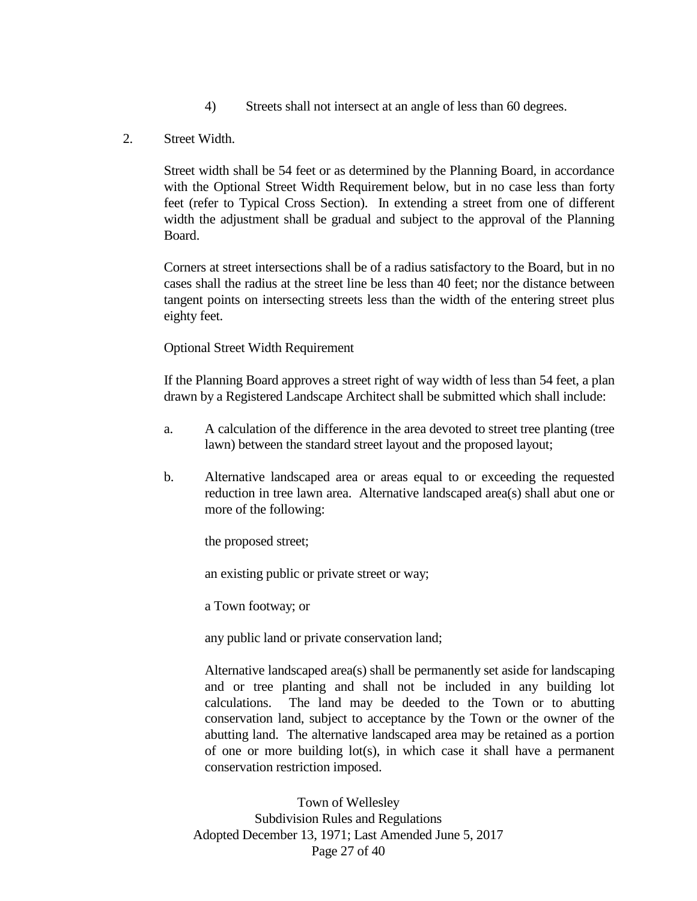4) Streets shall not intersect at an angle of less than 60 degrees.

2. Street Width.

Street width shall be 54 feet or as determined by the Planning Board, in accordance with the Optional Street Width Requirement below, but in no case less than forty feet (refer to Typical Cross Section). In extending a street from one of different width the adjustment shall be gradual and subject to the approval of the Planning Board.

Corners at street intersections shall be of a radius satisfactory to the Board, but in no cases shall the radius at the street line be less than 40 feet; nor the distance between tangent points on intersecting streets less than the width of the entering street plus eighty feet.

Optional Street Width Requirement

If the Planning Board approves a street right of way width of less than 54 feet, a plan drawn by a Registered Landscape Architect shall be submitted which shall include:

a. A calculation of the difference in the area devoted to street tree planting (tree lawn) between the standard street layout and the proposed layout;

b. Alternative landscaped area or areas equal to or exceeding the requested reduction in tree lawn area. Alternative landscaped area(s) shall abut one or more of the following:

   the proposed street;

   an existing public or private street or way;

   a Town footway; or

   any public land or private conservation land;

   Alternative landscaped area(s) shall be permanently set aside for landscaping and or tree planting and shall not be included in any building lot calculations. The land may be deeded to the Town or to abutting conservation land, subject to acceptance by the Town or the owner of the abutting land. The alternative landscaped area may be retained as a portion of one or more building lot(s), in which case it shall have a permanent conservation restriction imposed.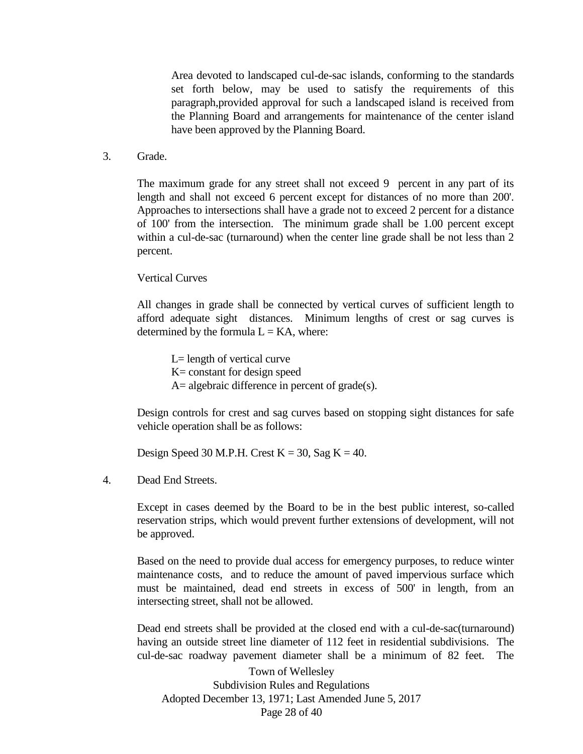Area devoted to landscaped cul-de-sac islands, conforming to the standards set forth below, may be used to satisfy the requirements of this paragraph,provided approval for such a landscaped island is received from the Planning Board and arrangements for maintenance of the center island have been approved by the Planning Board.

3. Grade.

The maximum grade for any street shall not exceed 9 percent in any part of its length and shall not exceed 6 percent except for distances of no more than 200'. Approaches to intersections shall have a grade not to exceed 2 percent for a distance of 100' from the intersection. The minimum grade shall be 1.00 percent except within a cul-de-sac (turnaround) when the center line grade shall be not less than 2 percent.

Vertical Curves

All changes in grade shall be connected by vertical curves of sufficient length to afford adequate sight distances. Minimum lengths of crest or sag curves is determined by the formula $L = KA$, where:

$L$= length of vertical curve
$K$= constant for design speed
$A$= algebraic difference in percent of grade(s).

Design controls for crest and sag curves based on stopping sight distances for safe vehicle operation shall be as follows:

Design Speed 30 M.P.H. Crest $K = 30$, Sag $K = 40$.

4. Dead End Streets.

Except in cases deemed by the Board to be in the best public interest, so-called reservation strips, which would prevent further extensions of development, will not be approved.

Based on the need to provide dual access for emergency purposes, to reduce winter maintenance costs, and to reduce the amount of paved impervious surface which must be maintained, dead end streets in excess of 500' in length, from an intersecting street, shall not be allowed.

Dead end streets shall be provided at the closed end with a cul-de-sac(turnaround) having an outside street line diameter of 112 feet in residential subdivisions. The cul-de-sac roadway pavement diameter shall be a minimum of 82 feet. The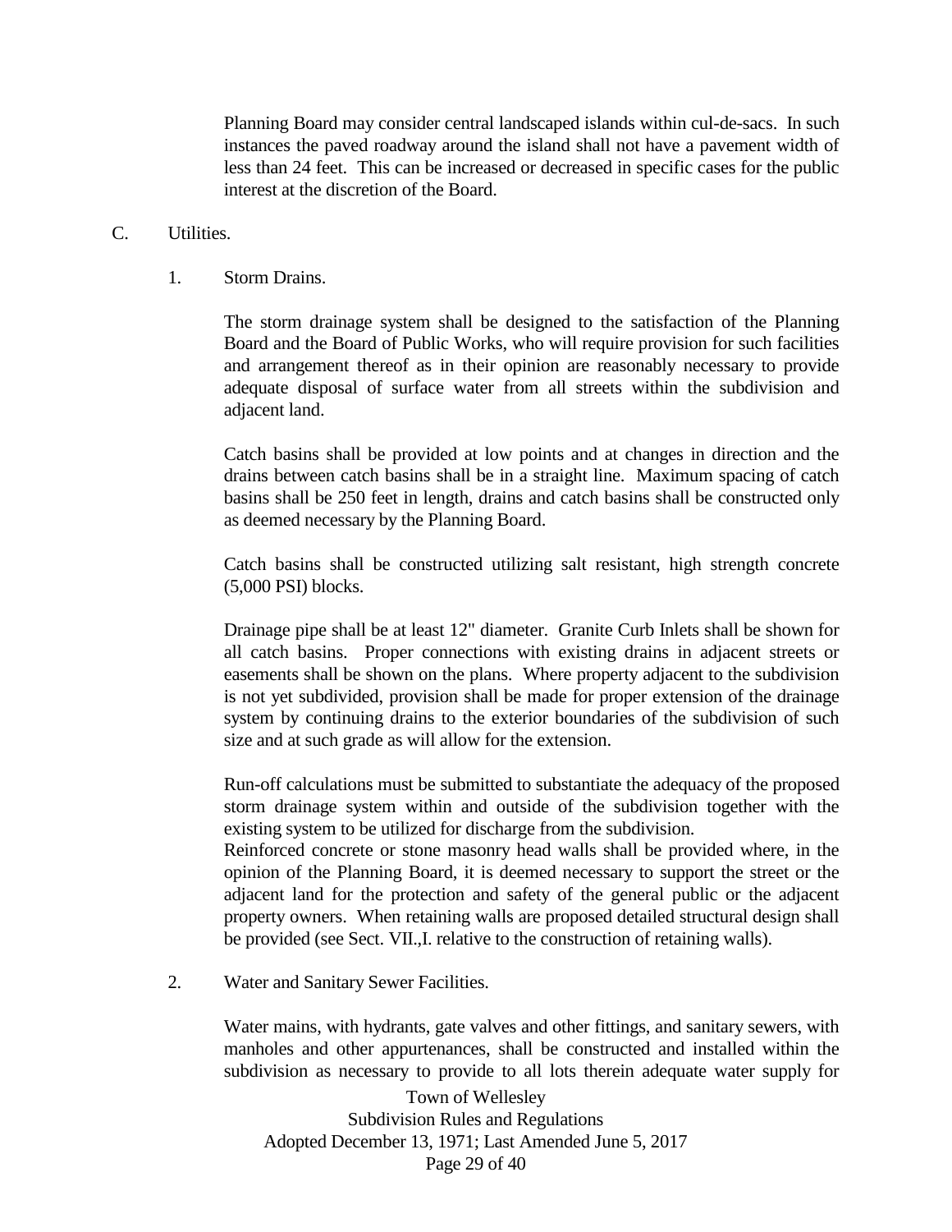Planning Board may consider central landscaped islands within cul-de-sacs. In such instances the paved roadway around the island shall not have a pavement width of less than 24 feet. This can be increased or decreased in specific cases for the public interest at the discretion of the Board.

C. Utilities.

1. Storm Drains.

The storm drainage system shall be designed to the satisfaction of the Planning Board and the Board of Public Works, who will require provision for such facilities and arrangement thereof as in their opinion are reasonably necessary to provide adequate disposal of surface water from all streets within the subdivision and adjacent land.

Catch basins shall be provided at low points and at changes in direction and the drains between catch basins shall be in a straight line. Maximum spacing of catch basins shall be 250 feet in length, drains and catch basins shall be constructed only as deemed necessary by the Planning Board.

Catch basins shall be constructed utilizing salt resistant, high strength concrete (5,000 PSI) blocks.

Drainage pipe shall be at least 12" diameter. Granite Curb Inlets shall be shown for all catch basins. Proper connections with existing drains in adjacent streets or easements shall be shown on the plans. Where property adjacent to the subdivision is not yet subdivided, provision shall be made for proper extension of the drainage system by continuing drains to the exterior boundaries of the subdivision of such size and at such grade as will allow for the extension.

Run-off calculations must be submitted to substantiate the adequacy of the proposed storm drainage system within and outside of the subdivision together with the existing system to be utilized for discharge from the subdivision.

Reinforced concrete or stone masonry head walls shall be provided where, in the opinion of the Planning Board, it is deemed necessary to support the street or the adjacent land for the protection and safety of the general public or the adjacent property owners. When retaining walls are proposed detailed structural design shall be provided (see Sect. VII.,I. relative to the construction of retaining walls).

2. Water and Sanitary Sewer Facilities.

Water mains, with hydrants, gate valves and other fittings, and sanitary sewers, with manholes and other appurtenances, shall be constructed and installed within the subdivision as necessary to provide to all lots therein adequate water supply for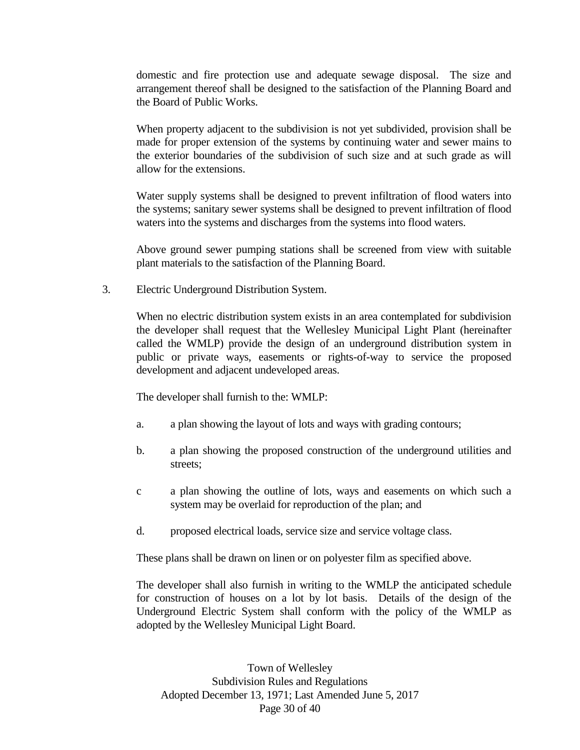domestic and fire protection use and adequate sewage disposal. The size and arrangement thereof shall be designed to the satisfaction of the Planning Board and the Board of Public Works.

When property adjacent to the subdivision is not yet subdivided, provision shall be made for proper extension of the systems by continuing water and sewer mains to the exterior boundaries of the subdivision of such size and at such grade as will allow for the extensions.

Water supply systems shall be designed to prevent infiltration of flood waters into the systems; sanitary sewer systems shall be designed to prevent infiltration of flood waters into the systems and discharges from the systems into flood waters.

Above ground sewer pumping stations shall be screened from view with suitable plant materials to the satisfaction of the Planning Board.

3. Electric Underground Distribution System.

When no electric distribution system exists in an area contemplated for subdivision the developer shall request that the Wellesley Municipal Light Plant (hereinafter called the WMLP) provide the design of an underground distribution system in public or private ways, easements or rights-of-way to service the proposed development and adjacent undeveloped areas.

The developer shall furnish to the: WMLP:

a. a plan showing the layout of lots and ways with grading contours;

b. a plan showing the proposed construction of the underground utilities and streets;

c a plan showing the outline of lots, ways and easements on which such a system may be overlaid for reproduction of the plan; and

d. proposed electrical loads, service size and service voltage class.

These plans shall be drawn on linen or on polyester film as specified above.

The developer shall also furnish in writing to the WMLP the anticipated schedule for construction of houses on a lot by lot basis. Details of the design of the Underground Electric System shall conform with the policy of the WMLP as adopted by the Wellesley Municipal Light Board.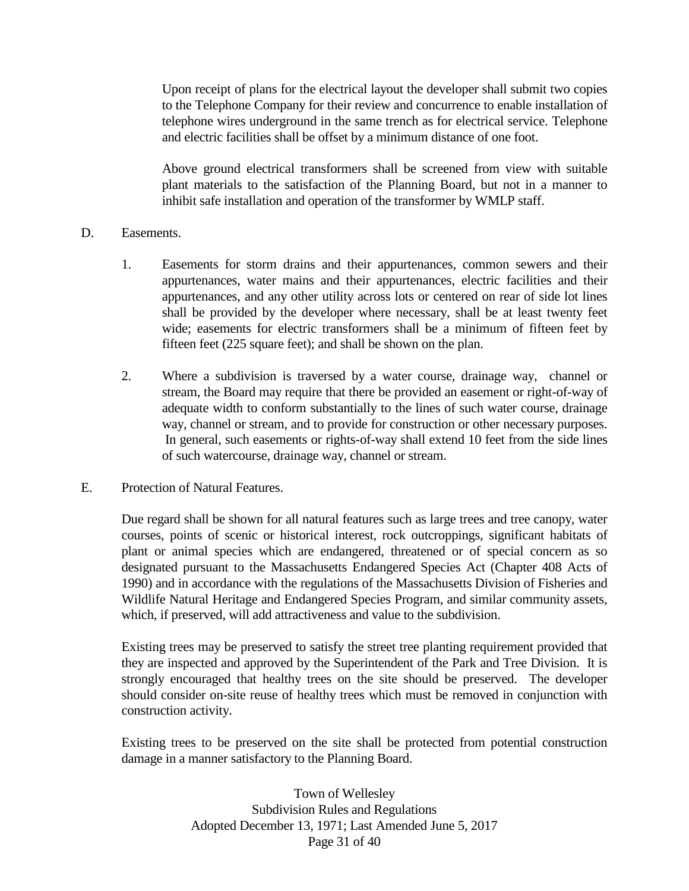Upon receipt of plans for the electrical layout the developer shall submit two copies to the Telephone Company for their review and concurrence to enable installation of telephone wires underground in the same trench as for electrical service. Telephone and electric facilities shall be offset by a minimum distance of one foot.

Above ground electrical transformers shall be screened from view with suitable plant materials to the satisfaction of the Planning Board, but not in a manner to inhibit safe installation and operation of the transformer by WMLP staff.

D. Easements.

1. Easements for storm drains and their appurtenances, common sewers and their appurtenances, water mains and their appurtenances, electric facilities and their appurtenances, and any other utility across lots or centered on rear of side lot lines shall be provided by the developer where necessary, shall be at least twenty feet wide; easements for electric transformers shall be a minimum of fifteen feet by fifteen feet (225 square feet); and shall be shown on the plan.

2. Where a subdivision is traversed by a water course, drainage way, channel or stream, the Board may require that there be provided an easement or right-of-way of adequate width to conform substantially to the lines of such water course, drainage way, channel or stream, and to provide for construction or other necessary purposes. In general, such easements or rights-of-way shall extend 10 feet from the side lines of such watercourse, drainage way, channel or stream.

E. Protection of Natural Features.

Due regard shall be shown for all natural features such as large trees and tree canopy, water courses, points of scenic or historical interest, rock outcroppings, significant habitats of plant or animal species which are endangered, threatened or of special concern as so designated pursuant to the Massachusetts Endangered Species Act (Chapter 408 Acts of 1990) and in accordance with the regulations of the Massachusetts Division of Fisheries and Wildlife Natural Heritage and Endangered Species Program, and similar community assets, which, if preserved, will add attractiveness and value to the subdivision.

Existing trees may be preserved to satisfy the street tree planting requirement provided that they are inspected and approved by the Superintendent of the Park and Tree Division. It is strongly encouraged that healthy trees on the site should be preserved. The developer should consider on-site reuse of healthy trees which must be removed in conjunction with construction activity.

Existing trees to be preserved on the site shall be protected from potential construction damage in a manner satisfactory to the Planning Board.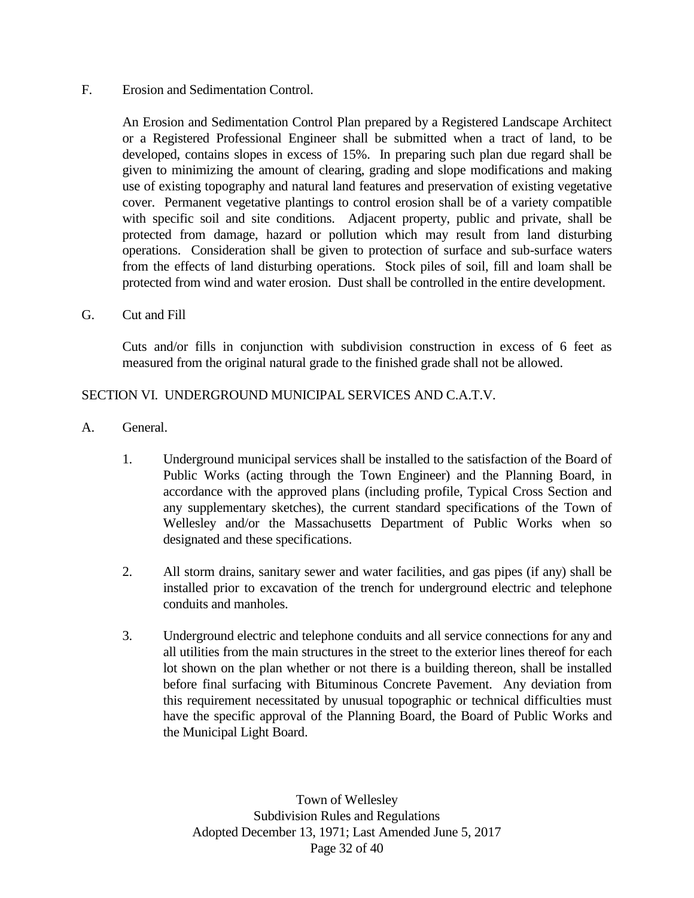F. Erosion and Sedimentation Control.

An Erosion and Sedimentation Control Plan prepared by a Registered Landscape Architect or a Registered Professional Engineer shall be submitted when a tract of land, to be developed, contains slopes in excess of 15%. In preparing such plan due regard shall be given to minimizing the amount of clearing, grading and slope modifications and making use of existing topography and natural land features and preservation of existing vegetative cover. Permanent vegetative plantings to control erosion shall be of a variety compatible with specific soil and site conditions. Adjacent property, public and private, shall be protected from damage, hazard or pollution which may result from land disturbing operations. Consideration shall be given to protection of surface and sub-surface waters from the effects of land disturbing operations. Stock piles of soil, fill and loam shall be protected from wind and water erosion. Dust shall be controlled in the entire development.

G. Cut and Fill

Cuts and/or fills in conjunction with subdivision construction in excess of 6 feet as measured from the original natural grade to the finished grade shall not be allowed.

## SECTION VI. UNDERGROUND MUNICIPAL SERVICES AND C.A.T.V.

A. General.

1. Underground municipal services shall be installed to the satisfaction of the Board of Public Works (acting through the Town Engineer) and the Planning Board, in accordance with the approved plans (including profile, Typical Cross Section and any supplementary sketches), the current standard specifications of the Town of Wellesley and/or the Massachusetts Department of Public Works when so designated and these specifications.

2. All storm drains, sanitary sewer and water facilities, and gas pipes (if any) shall be installed prior to excavation of the trench for underground electric and telephone conduits and manholes.

3. Underground electric and telephone conduits and all service connections for any and all utilities from the main structures in the street to the exterior lines thereof for each lot shown on the plan whether or not there is a building thereon, shall be installed before final surfacing with Bituminous Concrete Pavement. Any deviation from this requirement necessitated by unusual topographic or technical difficulties must have the specific approval of the Planning Board, the Board of Public Works and the Municipal Light Board.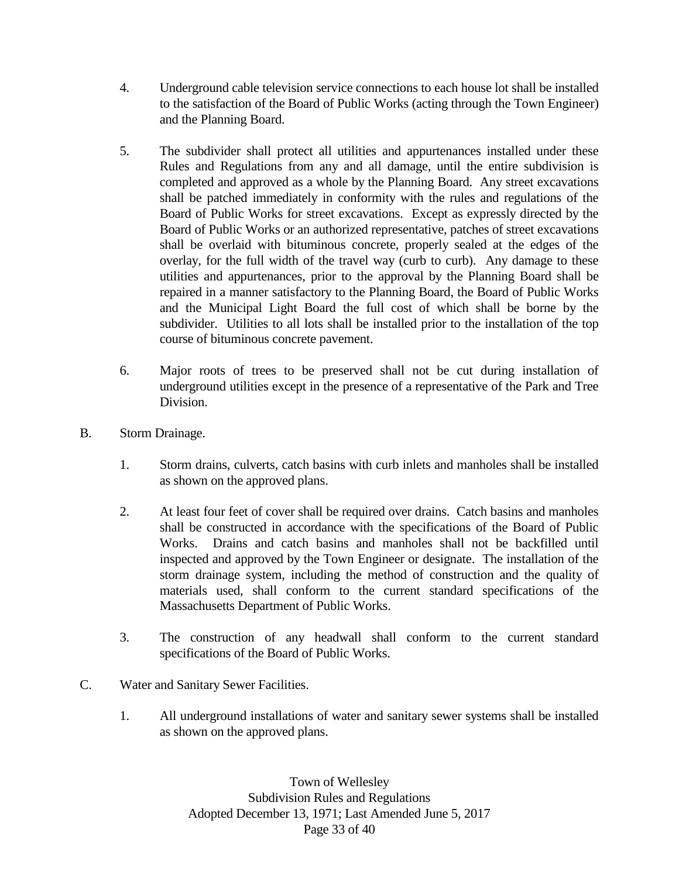4. Underground cable television service connections to each house lot shall be installed to the satisfaction of the Board of Public Works (acting through the Town Engineer) and the Planning Board.

5. The subdivider shall protect all utilities and appurtenances installed under these Rules and Regulations from any and all damage, until the entire subdivision is completed and approved as a whole by the Planning Board. Any street excavations shall be patched immediately in conformity with the rules and regulations of the Board of Public Works for street excavations. Except as expressly directed by the Board of Public Works or an authorized representative, patches of street excavations shall be overlaid with bituminous concrete, properly sealed at the edges of the overlay, for the full width of the travel way (curb to curb). Any damage to these utilities and appurtenances, prior to the approval by the Planning Board shall be repaired in a manner satisfactory to the Planning Board, the Board of Public Works and the Municipal Light Board the full cost of which shall be borne by the subdivider. Utilities to all lots shall be installed prior to the installation of the top course of bituminous concrete pavement.

6. Major roots of trees to be preserved shall not be cut during installation of underground utilities except in the presence of a representative of the Park and Tree Division.

B. Storm Drainage.

1. Storm drains, culverts, catch basins with curb inlets and manholes shall be installed as shown on the approved plans.

2. At least four feet of cover shall be required over drains. Catch basins and manholes shall be constructed in accordance with the specifications of the Board of Public Works. Drains and catch basins and manholes shall not be backfilled until inspected and approved by the Town Engineer or designate. The installation of the storm drainage system, including the method of construction and the quality of materials used, shall conform to the current standard specifications of the Massachusetts Department of Public Works.

3. The construction of any headwall shall conform to the current standard specifications of the Board of Public Works.

C. Water and Sanitary Sewer Facilities.

1. All underground installations of water and sanitary sewer systems shall be installed as shown on the approved plans.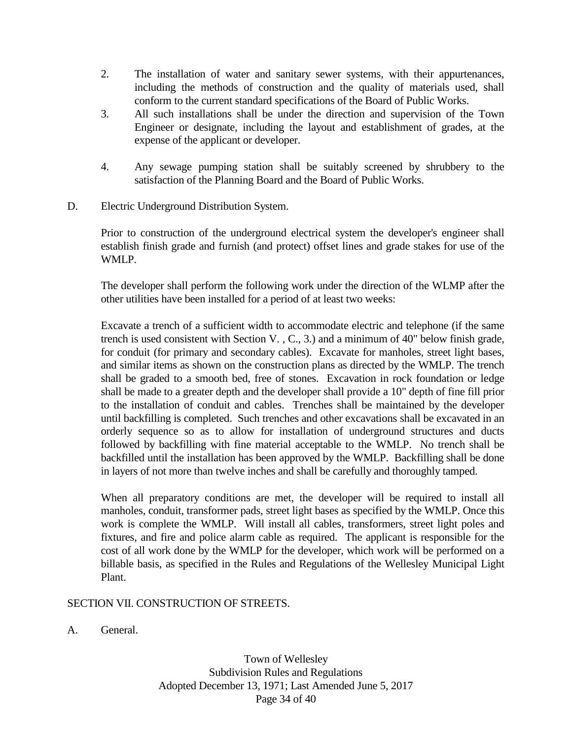2. The installation of water and sanitary sewer systems, with their appurtenances, including the methods of construction and the quality of materials used, shall conform to the current standard specifications of the Board of Public Works.
3. All such installations shall be under the direction and supervision of the Town Engineer or designate, including the layout and establishment of grades, at the expense of the applicant or developer.
4. Any sewage pumping station shall be suitably screened by shrubbery to the satisfaction of the Planning Board and the Board of Public Works.

D. Electric Underground Distribution System.

Prior to construction of the underground electrical system the developer's engineer shall establish finish grade and furnish (and protect) offset lines and grade stakes for use of the WMLP.

The developer shall perform the following work under the direction of the WLMP after the other utilities have been installed for a period of at least two weeks:

Excavate a trench of a sufficient width to accommodate electric and telephone (if the same trench is used consistent with Section V. , C., 3.) and a minimum of 40" below finish grade, for conduit (for primary and secondary cables). Excavate for manholes, street light bases, and similar items as shown on the construction plans as directed by the WMLP. The trench shall be graded to a smooth bed, free of stones. Excavation in rock foundation or ledge shall be made to a greater depth and the developer shall provide a 10" depth of fine fill prior to the installation of conduit and cables. Trenches shall be maintained by the developer until backfilling is completed. Such trenches and other excavations shall be excavated in an orderly sequence so as to allow for installation of underground structures and ducts followed by backfilling with fine material acceptable to the WMLP. No trench shall be backfilled until the installation has been approved by the WMLP. Backfilling shall be done in layers of not more than twelve inches and shall be carefully and thoroughly tamped.

When all preparatory conditions are met, the developer will be required to install all manholes, conduit, transformer pads, street light bases as specified by the WMLP. Once this work is complete the WMLP. Will install all cables, transformers, street light poles and fixtures, and fire and police alarm cable as required. The applicant is responsible for the cost of all work done by the WMLP for the developer, which work will be performed on a billable basis, as specified in the Rules and Regulations of the Wellesley Municipal Light Plant.

## SECTION VII. CONSTRUCTION OF STREETS.

A. General.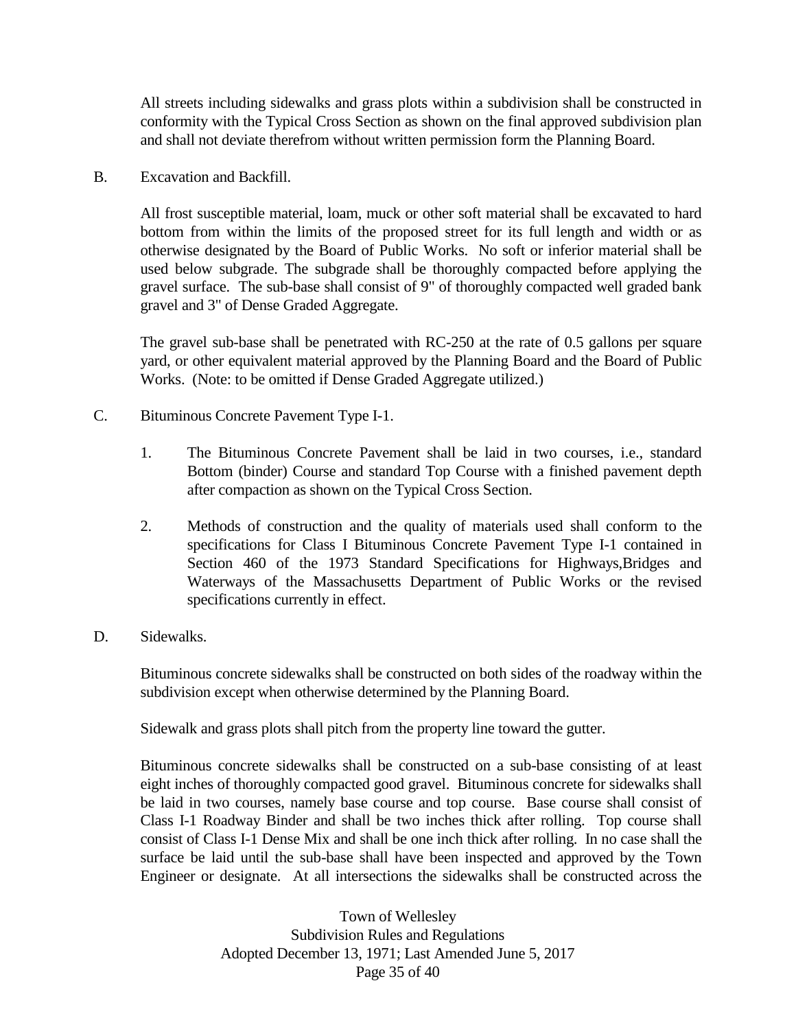All streets including sidewalks and grass plots within a subdivision shall be constructed in conformity with the Typical Cross Section as shown on the final approved subdivision plan and shall not deviate therefrom without written permission form the Planning Board.

B. Excavation and Backfill.

All frost susceptible material, loam, muck or other soft material shall be excavated to hard bottom from within the limits of the proposed street for its full length and width or as otherwise designated by the Board of Public Works. No soft or inferior material shall be used below subgrade. The subgrade shall be thoroughly compacted before applying the gravel surface. The sub-base shall consist of 9" of thoroughly compacted well graded bank gravel and 3" of Dense Graded Aggregate.

The gravel sub-base shall be penetrated with RC-250 at the rate of 0.5 gallons per square yard, or other equivalent material approved by the Planning Board and the Board of Public Works. (Note: to be omitted if Dense Graded Aggregate utilized.)

C. Bituminous Concrete Pavement Type I-1.

1. The Bituminous Concrete Pavement shall be laid in two courses, i.e., standard Bottom (binder) Course and standard Top Course with a finished pavement depth after compaction as shown on the Typical Cross Section.

2. Methods of construction and the quality of materials used shall conform to the specifications for Class I Bituminous Concrete Pavement Type I-1 contained in Section 460 of the 1973 Standard Specifications for Highways,Bridges and Waterways of the Massachusetts Department of Public Works or the revised specifications currently in effect.

D. Sidewalks.

Bituminous concrete sidewalks shall be constructed on both sides of the roadway within the subdivision except when otherwise determined by the Planning Board.

Sidewalk and grass plots shall pitch from the property line toward the gutter.

Bituminous concrete sidewalks shall be constructed on a sub-base consisting of at least eight inches of thoroughly compacted good gravel. Bituminous concrete for sidewalks shall be laid in two courses, namely base course and top course. Base course shall consist of Class I-1 Roadway Binder and shall be two inches thick after rolling. Top course shall consist of Class I-1 Dense Mix and shall be one inch thick after rolling. In no case shall the surface be laid until the sub-base shall have been inspected and approved by the Town Engineer or designate. At all intersections the sidewalks shall be constructed across the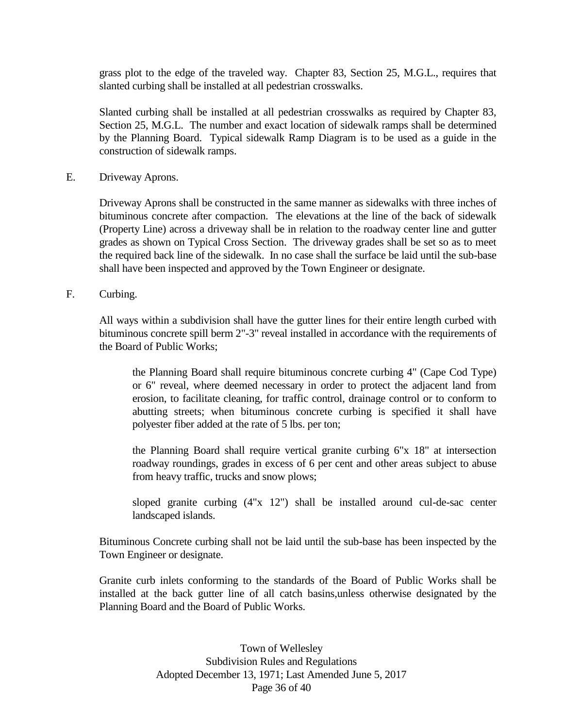grass plot to the edge of the traveled way. Chapter 83, Section 25, M.G.L., requires that slanted curbing shall be installed at all pedestrian crosswalks.

Slanted curbing shall be installed at all pedestrian crosswalks as required by Chapter 83, Section 25, M.G.L. The number and exact location of sidewalk ramps shall be determined by the Planning Board. Typical sidewalk Ramp Diagram is to be used as a guide in the construction of sidewalk ramps.

E. Driveway Aprons.

Driveway Aprons shall be constructed in the same manner as sidewalks with three inches of bituminous concrete after compaction. The elevations at the line of the back of sidewalk (Property Line) across a driveway shall be in relation to the roadway center line and gutter grades as shown on Typical Cross Section. The driveway grades shall be set so as to meet the required back line of the sidewalk. In no case shall the surface be laid until the sub-base shall have been inspected and approved by the Town Engineer or designate.

F. Curbing.

All ways within a subdivision shall have the gutter lines for their entire length curbed with bituminous concrete spill berm 2"-3" reveal installed in accordance with the requirements of the Board of Public Works;

> the Planning Board shall require bituminous concrete curbing 4" (Cape Cod Type) or 6" reveal, where deemed necessary in order to protect the adjacent land from erosion, to facilitate cleaning, for traffic control, drainage control or to conform to abutting streets; when bituminous concrete curbing is specified it shall have polyester fiber added at the rate of 5 lbs. per ton;
>
> the Planning Board shall require vertical granite curbing 6"x 18" at intersection roadway roundings, grades in excess of 6 per cent and other areas subject to abuse from heavy traffic, trucks and snow plows;
>
> sloped granite curbing (4"x 12") shall be installed around cul-de-sac center landscaped islands.

Bituminous Concrete curbing shall not be laid until the sub-base has been inspected by the Town Engineer or designate.

Granite curb inlets conforming to the standards of the Board of Public Works shall be installed at the back gutter line of all catch basins,unless otherwise designated by the Planning Board and the Board of Public Works.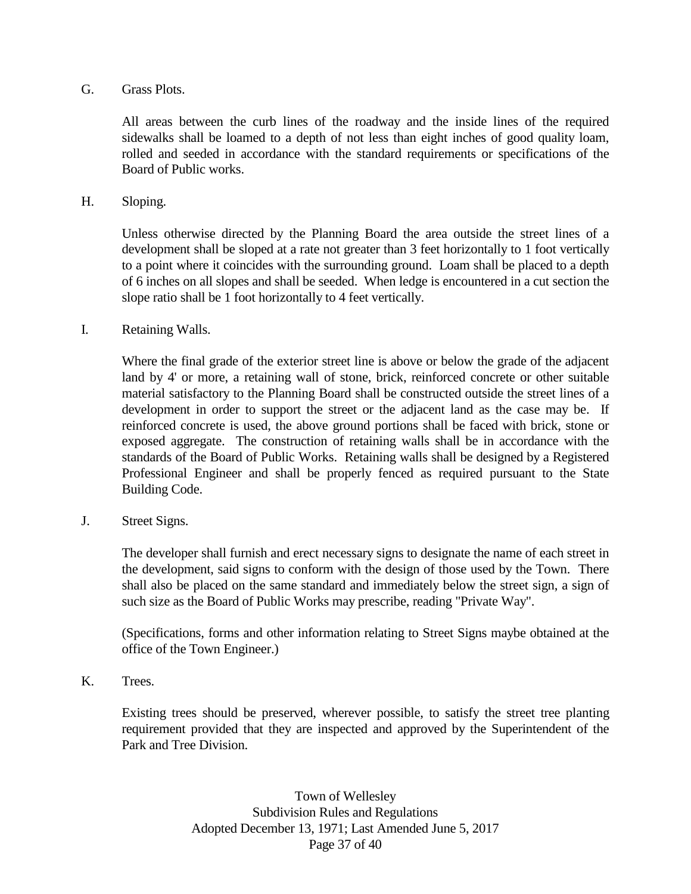G. Grass Plots.

All areas between the curb lines of the roadway and the inside lines of the required sidewalks shall be loamed to a depth of not less than eight inches of good quality loam, rolled and seeded in accordance with the standard requirements or specifications of the Board of Public works.

H. Sloping.

Unless otherwise directed by the Planning Board the area outside the street lines of a development shall be sloped at a rate not greater than 3 feet horizontally to 1 foot vertically to a point where it coincides with the surrounding ground. Loam shall be placed to a depth of 6 inches on all slopes and shall be seeded. When ledge is encountered in a cut section the slope ratio shall be 1 foot horizontally to 4 feet vertically.

I. Retaining Walls.

Where the final grade of the exterior street line is above or below the grade of the adjacent land by 4' or more, a retaining wall of stone, brick, reinforced concrete or other suitable material satisfactory to the Planning Board shall be constructed outside the street lines of a development in order to support the street or the adjacent land as the case may be. If reinforced concrete is used, the above ground portions shall be faced with brick, stone or exposed aggregate. The construction of retaining walls shall be in accordance with the standards of the Board of Public Works. Retaining walls shall be designed by a Registered Professional Engineer and shall be properly fenced as required pursuant to the State Building Code.

J. Street Signs.

The developer shall furnish and erect necessary signs to designate the name of each street in the development, said signs to conform with the design of those used by the Town. There shall also be placed on the same standard and immediately below the street sign, a sign of such size as the Board of Public Works may prescribe, reading "Private Way".

(Specifications, forms and other information relating to Street Signs maybe obtained at the office of the Town Engineer.)

K. Trees.

Existing trees should be preserved, wherever possible, to satisfy the street tree planting requirement provided that they are inspected and approved by the Superintendent of the Park and Tree Division.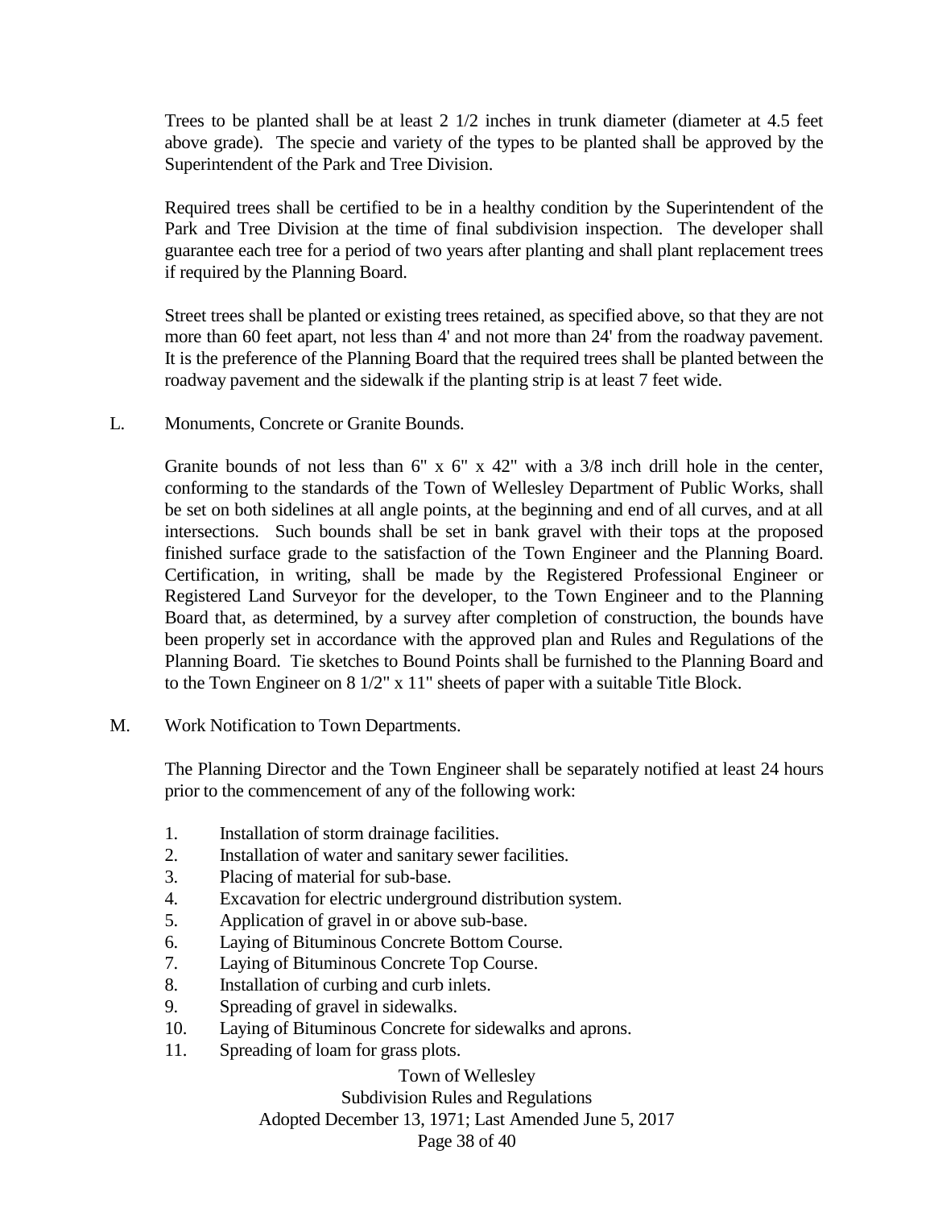Trees to be planted shall be at least 2 1/2 inches in trunk diameter (diameter at 4.5 feet above grade). The specie and variety of the types to be planted shall be approved by the Superintendent of the Park and Tree Division.

Required trees shall be certified to be in a healthy condition by the Superintendent of the Park and Tree Division at the time of final subdivision inspection. The developer shall guarantee each tree for a period of two years after planting and shall plant replacement trees if required by the Planning Board.

Street trees shall be planted or existing trees retained, as specified above, so that they are not more than 60 feet apart, not less than 4' and not more than 24' from the roadway pavement. It is the preference of the Planning Board that the required trees shall be planted between the roadway pavement and the sidewalk if the planting strip is at least 7 feet wide.

L. Monuments, Concrete or Granite Bounds.

Granite bounds of not less than 6" x 6" x 42" with a 3/8 inch drill hole in the center, conforming to the standards of the Town of Wellesley Department of Public Works, shall be set on both sidelines at all angle points, at the beginning and end of all curves, and at all intersections. Such bounds shall be set in bank gravel with their tops at the proposed finished surface grade to the satisfaction of the Town Engineer and the Planning Board. Certification, in writing, shall be made by the Registered Professional Engineer or Registered Land Surveyor for the developer, to the Town Engineer and to the Planning Board that, as determined, by a survey after completion of construction, the bounds have been properly set in accordance with the approved plan and Rules and Regulations of the Planning Board. Tie sketches to Bound Points shall be furnished to the Planning Board and to the Town Engineer on 8 1/2" x 11" sheets of paper with a suitable Title Block.

M. Work Notification to Town Departments.

The Planning Director and the Town Engineer shall be separately notified at least 24 hours prior to the commencement of any of the following work:

1. Installation of storm drainage facilities.
2. Installation of water and sanitary sewer facilities.
3. Placing of material for sub-base.
4. Excavation for electric underground distribution system.
5. Application of gravel in or above sub-base.
6. Laying of Bituminous Concrete Bottom Course.
7. Laying of Bituminous Concrete Top Course.
8. Installation of curbing and curb inlets.
9. Spreading of gravel in sidewalks.
10. Laying of Bituminous Concrete for sidewalks and aprons.
11. Spreading of loam for grass plots.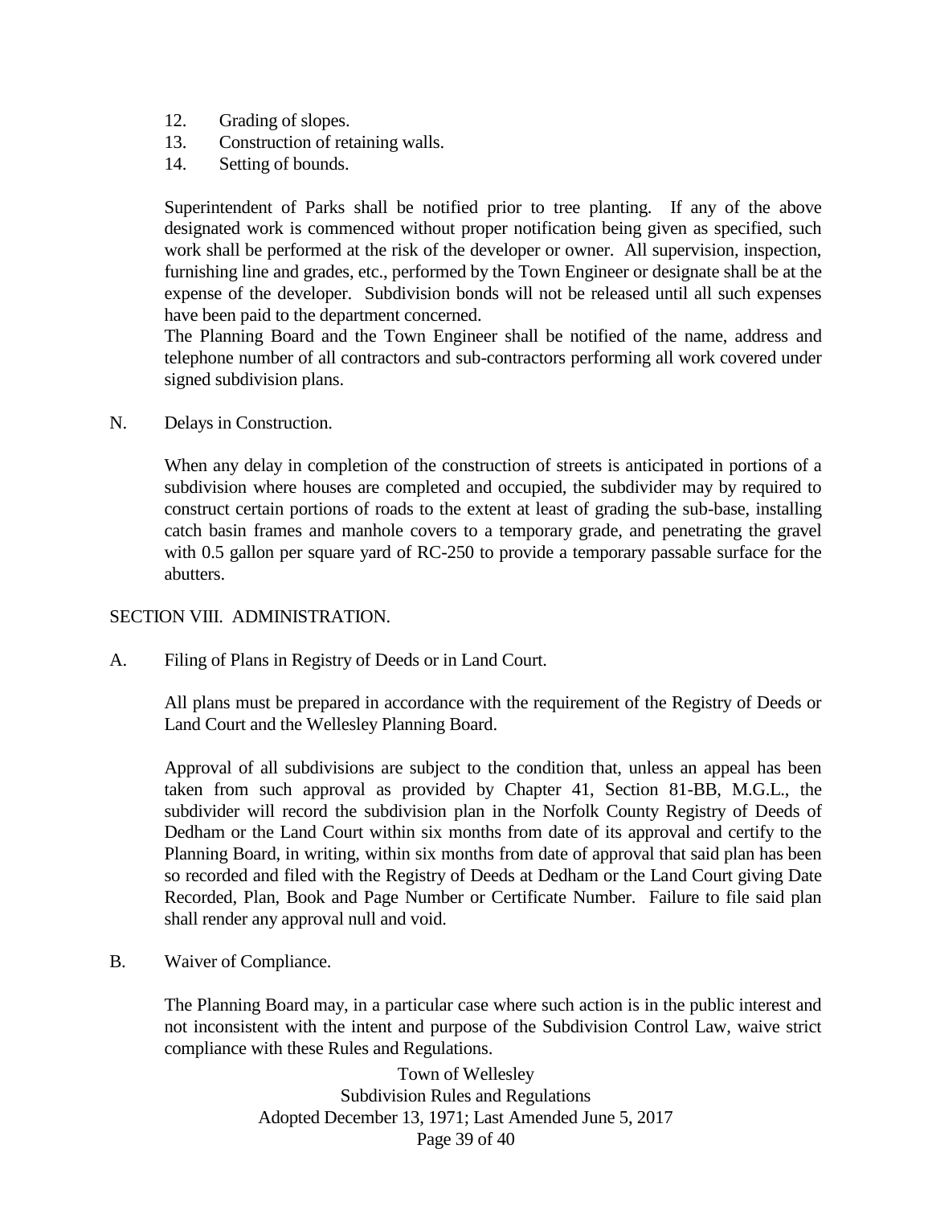12. Grading of slopes.
13. Construction of retaining walls.
14. Setting of bounds.

Superintendent of Parks shall be notified prior to tree planting. If any of the above designated work is commenced without proper notification being given as specified, such work shall be performed at the risk of the developer or owner. All supervision, inspection, furnishing line and grades, etc., performed by the Town Engineer or designate shall be at the expense of the developer. Subdivision bonds will not be released until all such expenses have been paid to the department concerned.

The Planning Board and the Town Engineer shall be notified of the name, address and telephone number of all contractors and sub-contractors performing all work covered under signed subdivision plans.

N. Delays in Construction.

When any delay in completion of the construction of streets is anticipated in portions of a subdivision where houses are completed and occupied, the subdivider may by required to construct certain portions of roads to the extent at least of grading the sub-base, installing catch basin frames and manhole covers to a temporary grade, and penetrating the gravel with 0.5 gallon per square yard of RC-250 to provide a temporary passable surface for the abutters.

## SECTION VIII. ADMINISTRATION.

A. Filing of Plans in Registry of Deeds or in Land Court.

All plans must be prepared in accordance with the requirement of the Registry of Deeds or Land Court and the Wellesley Planning Board.

Approval of all subdivisions are subject to the condition that, unless an appeal has been taken from such approval as provided by Chapter 41, Section 81-BB, M.G.L., the subdivider will record the subdivision plan in the Norfolk County Registry of Deeds of Dedham or the Land Court within six months from date of its approval and certify to the Planning Board, in writing, within six months from date of approval that said plan has been so recorded and filed with the Registry of Deeds at Dedham or the Land Court giving Date Recorded, Plan, Book and Page Number or Certificate Number. Failure to file said plan shall render any approval null and void.

B. Waiver of Compliance.

The Planning Board may, in a particular case where such action is in the public interest and not inconsistent with the intent and purpose of the Subdivision Control Law, waive strict compliance with these Rules and Regulations.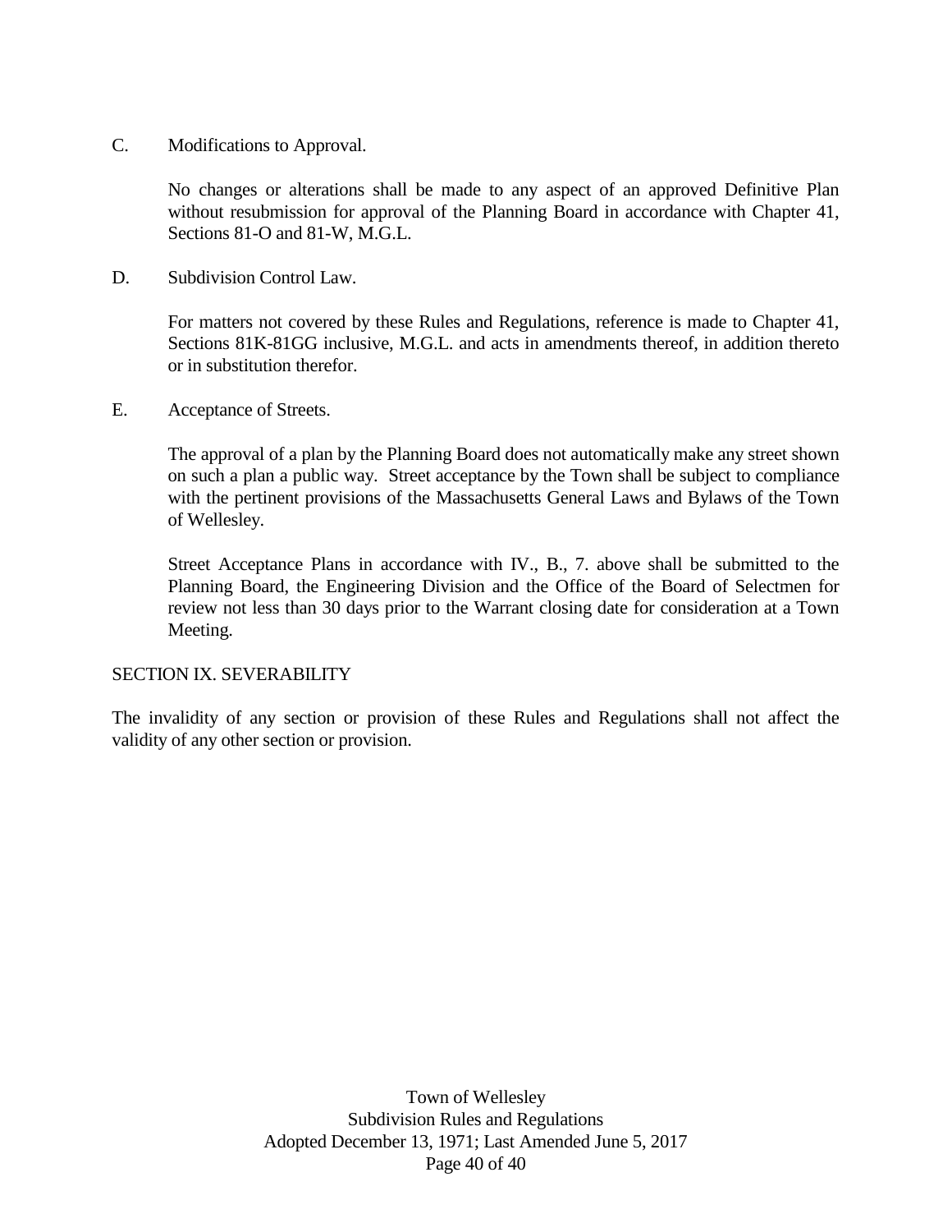C. Modifications to Approval.

No changes or alterations shall be made to any aspect of an approved Definitive Plan without resubmission for approval of the Planning Board in accordance with Chapter 41, Sections 81-O and 81-W, M.G.L.

D. Subdivision Control Law.

For matters not covered by these Rules and Regulations, reference is made to Chapter 41, Sections 81K-81GG inclusive, M.G.L. and acts in amendments thereof, in addition thereto or in substitution therefor.

E. Acceptance of Streets.

The approval of a plan by the Planning Board does not automatically make any street shown on such a plan a public way. Street acceptance by the Town shall be subject to compliance with the pertinent provisions of the Massachusetts General Laws and Bylaws of the Town of Wellesley.

Street Acceptance Plans in accordance with IV., B., 7. above shall be submitted to the Planning Board, the Engineering Division and the Office of the Board of Selectmen for review not less than 30 days prior to the Warrant closing date for consideration at a Town Meeting.

## SECTION IX. SEVERABILITY

The invalidity of any section or provision of these Rules and Regulations shall not affect the validity of any other section or provision.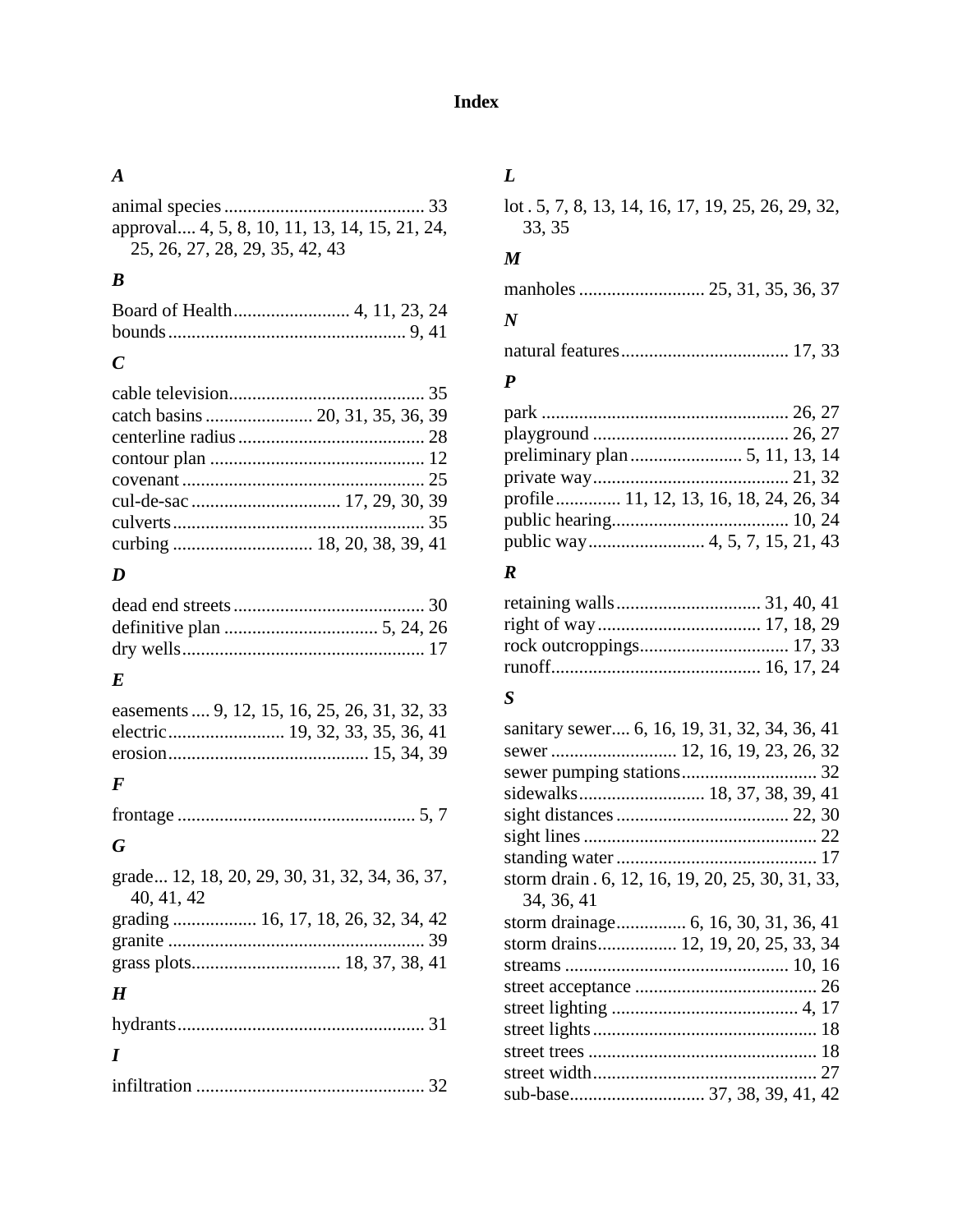# Index

### *A*

animal species ........................................... 33
approval.... 4, 5, 8, 10, 11, 13, 14, 15, 21, 24, 25, 26, 27, 28, 29, 35, 42, 43

### *B*

Board of Health......................... 4, 11, 23, 24
bounds.................................................. 9, 41

### *C*

cable television.......................................... 35
catch basins ....................... 20, 31, 35, 36, 39
centerline radius ........................................ 28
contour plan .............................................. 12
covenant .................................................... 25
cul-de-sac ................................ 17, 29, 30, 39
culverts...................................................... 35
curbing .............................. 18, 20, 38, 39, 41

### *D*

dead end streets......................................... 30
definitive plan ................................. 5, 24, 26
dry wells.................................................... 17

### *E*

easements .... 9, 12, 15, 16, 25, 26, 31, 32, 33
electric......................... 19, 32, 33, 35, 36, 41
erosion........................................... 15, 34, 39

### *F*

frontage ................................................... 5, 7

### *G*

grade... 12, 18, 20, 29, 30, 31, 32, 34, 36, 37, 40, 41, 42
grading .................. 16, 17, 18, 26, 32, 34, 42
granite ....................................................... 39
grass plots................................ 18, 37, 38, 41

### *H*

hydrants..................................................... 31

### *I*

infiltration ................................................. 32

### *L*

lot . 5, 7, 8, 13, 14, 16, 17, 19, 25, 26, 29, 32, 33, 35

### *M*

manholes ........................... 25, 31, 35, 36, 37

### *N*

natural features.................................... 17, 33

### *P*

park ..................................................... 26, 27
playground .......................................... 26, 27
preliminary plan ........................ 5, 11, 13, 14
private way.......................................... 21, 32
profile............. 11, 12, 13, 16, 18, 24, 26, 34
public hearing...................................... 10, 24
public way......................... 4, 5, 7, 15, 21, 43

### *R*

retaining walls............................... 31, 40, 41
right of way................................... 17, 18, 29
rock outcroppings................................ 17, 33
runoff............................................. 16, 17, 24

### *S*

sanitary sewer.... 6, 16, 19, 31, 32, 34, 36, 41
sewer ........................... 12, 16, 19, 23, 26, 32
sewer pumping stations............................. 32
sidewalks........................... 18, 37, 38, 39, 41
sight distances..................................... 22, 30
sight lines .................................................. 22
standing water ........................................... 17
storm drain . 6, 12, 16, 19, 20, 25, 30, 31, 33, 34, 36, 41
storm drainage............... 6, 16, 30, 31, 36, 41
storm drains................. 12, 19, 20, 25, 33, 34
streets ................................................ 10, 16
street acceptance ....................................... 26
street lighting ........................................ 4, 17
street lights................................................ 18
street trees ................................................. 18
street width................................................ 27
sub-base............................. 37, 38, 39, 41, 42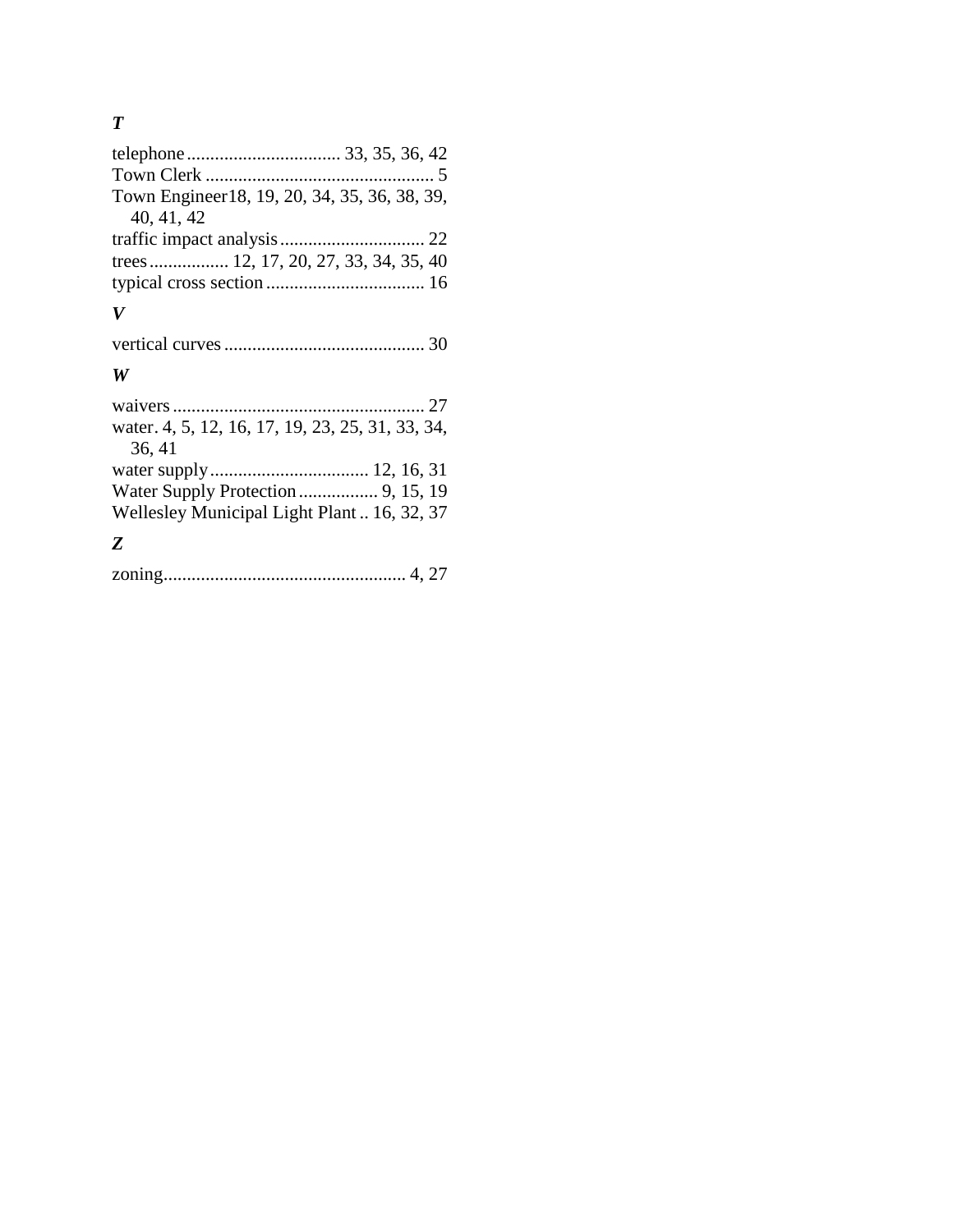***T***

telephone ................................ 33, 35, 36, 42
Town Clerk ................................................ 5
Town Engineer 18, 19, 20, 34, 35, 36, 38, 39, 40, 41, 42
traffic impact analysis .............................. 22
trees ................ 12, 17, 20, 27, 33, 34, 35, 40
typical cross section .................................. 16

***V***

vertical curves .......................................... 30

***W***

waivers ..................................................... 27
water . 4, 5, 12, 16, 17, 19, 23, 25, 31, 33, 34, 36, 41
water supply .................................. 12, 16, 31
Water Supply Protection ................. 9, 15, 19
Wellesley Municipal Light Plant .. 16, 32, 37

***Z***

zoning................................................... 4, 27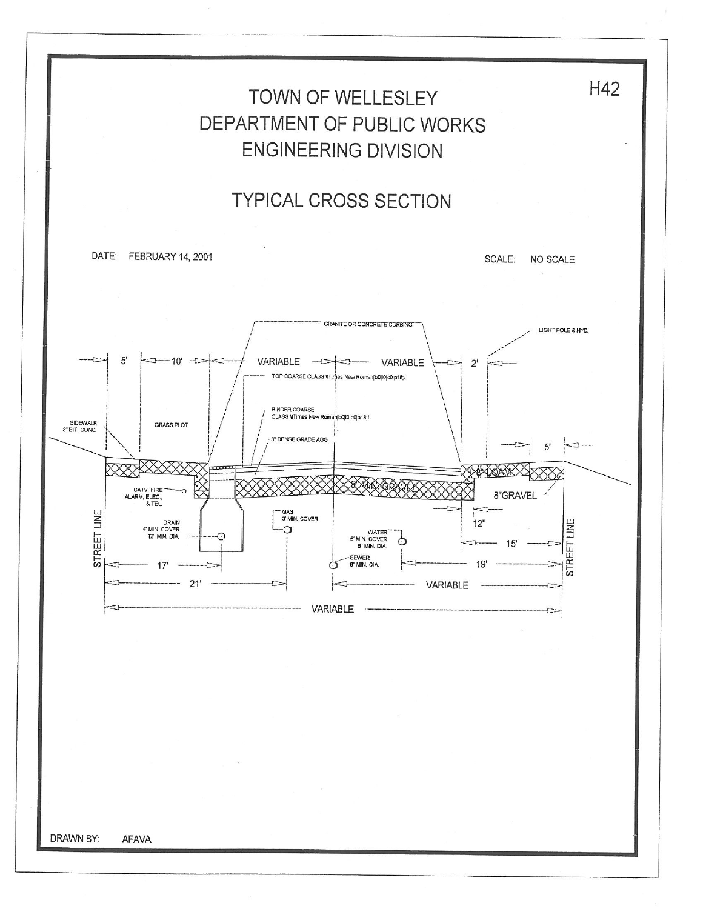H42

# TOWN OF WELLESLEY
# DEPARTMENT OF PUBLIC WORKS
# ENGINEERING DIVISION

## TYPICAL CROSS SECTION

DATE: FEBRUARY 14, 2001

SCALE: NO SCALE

GRANITE OR CONCRETE CURBING

LIGHT POLE & HYD.

5'

10'

VARIABLE

VARIABLE

2'

TOP COARSE CLASS I\Times New Roman|b0|i0|c0|p18;I

BINDER COARSE
CLASS I\Times New Roman|b0|i0|c0|p18;I

3" DENSE GRADE AGG.

SIDEWALK
3" BIT. CONC.

GRASS PLOT

5'

8" LOAM

8" MIN. GRAVEL

8"GRAVEL

CATV, FIRE ALARM, ELEC., & TEL.

GAS
3' MIN. COVER

12"

DRAIN
4' MIN. COVER
12" MIN. DIA.

WATER
5' MIN. COVER
8" MIN. DIA.

15'

SEWER
8" MIN. DIA.

STREET LINE

17'

19'

STREET LINE

21'

VARIABLE

VARIABLE

DRAWN BY: AFAVA